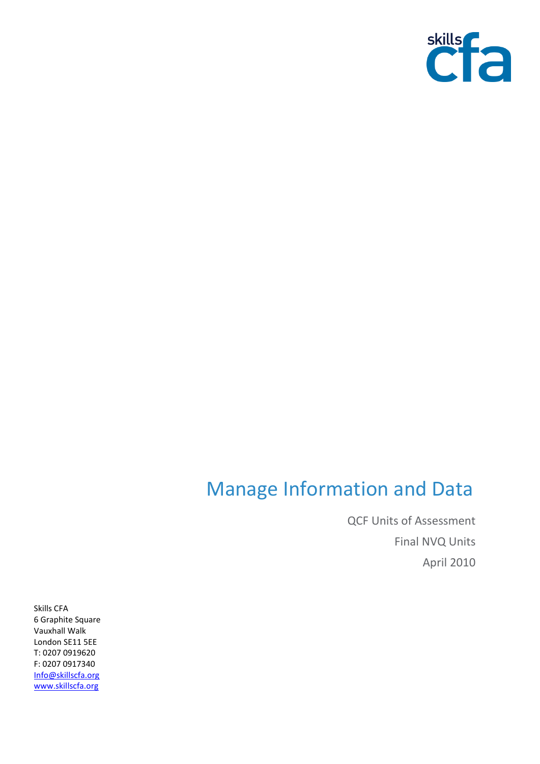# Manage Information and Data

QCF Units of Assessment

Final NVQ Units

April 2010

Skills CFA
6 Graphite Square
Vauxhall Walk
London SE11 5EE
T: 0207 0919620
F: 0207 0917340
Info@skillscfa.org
www.skillscfa.org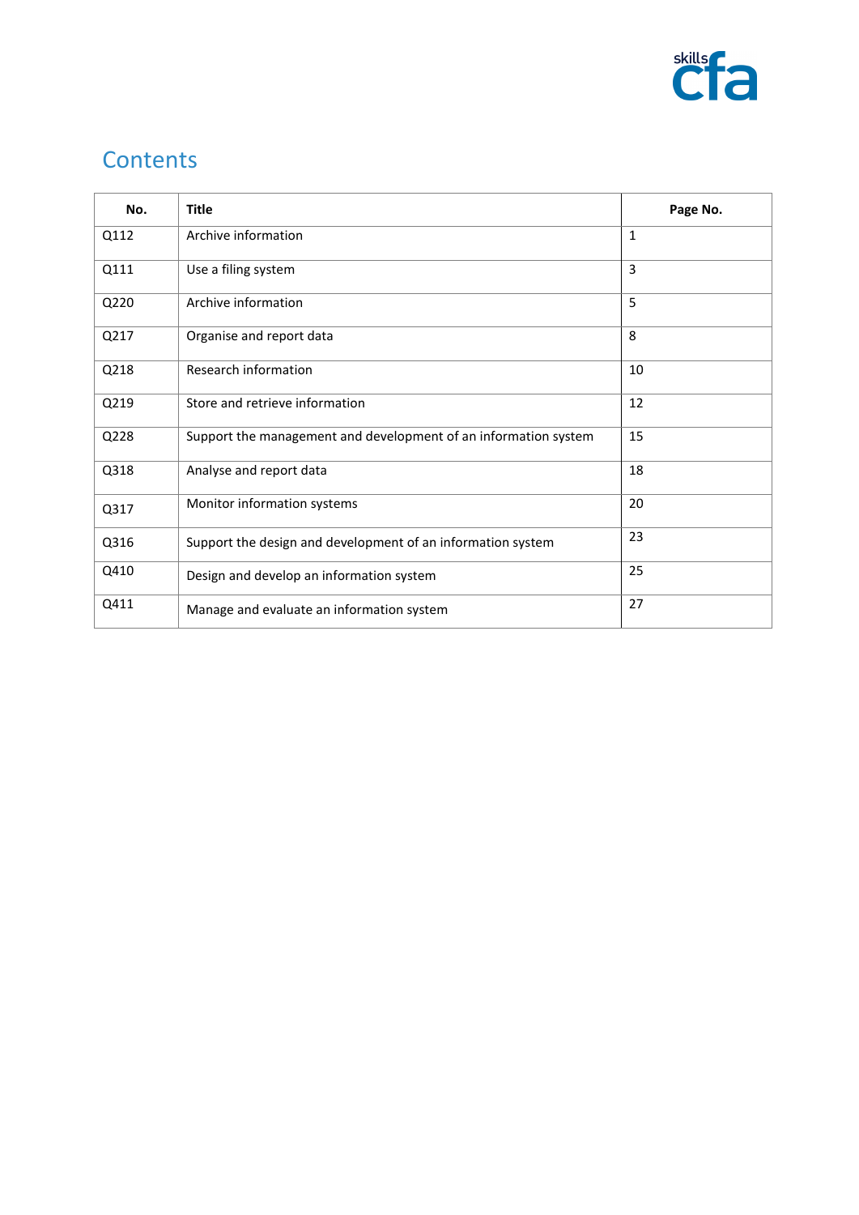# Contents

| No. | Title | Page No. |
|---|---|---|
| Q112 | Archive information | 1 |
| Q111 | Use a filing system | 3 |
| Q220 | Archive information | 5 |
| Q217 | Organise and report data | 8 |
| Q218 | Research information | 10 |
| Q219 | Store and retrieve information | 12 |
| Q228 | Support the management and development of an information system | 15 |
| Q318 | Analyse and report data | 18 |
| Q317 | Monitor information systems | 20 |
| Q316 | Support the design and development of an information system | 23 |
| Q410 | Design and develop an information system | 25 |
| Q411 | Manage and evaluate an information system | 27 |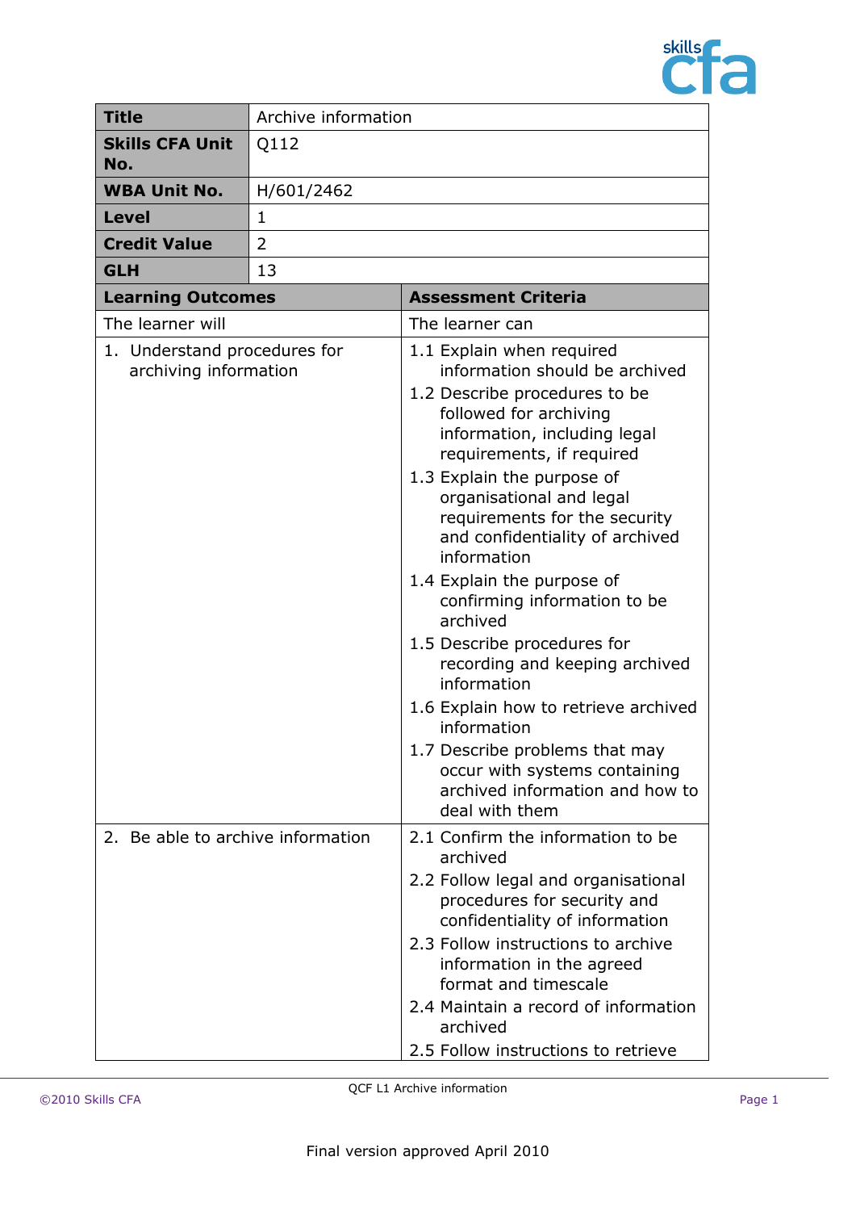| **Title** | Archive information |
|---|---|
| **Skills CFA Unit No.** | Q112 |
| **WBA Unit No.** | H/601/2462 |
| **Level** | 1 |
| **Credit Value** | 2 |
| **GLH** | 13 |

| **Learning Outcomes** | **Assessment Criteria** |
|---|---|
| The learner will | The learner can |
| 1. Understand procedures for archiving information | 1.1 Explain when required information should be archived<br>1.2 Describe procedures to be followed for archiving information, including legal requirements, if required<br>1.3 Explain the purpose of organisational and legal requirements for the security and confidentiality of archived information<br>1.4 Explain the purpose of confirming information to be archived<br>1.5 Describe procedures for recording and keeping archived information<br>1.6 Explain how to retrieve archived information<br>1.7 Describe problems that may occur with systems containing archived information and how to deal with them |
| 2. Be able to archive information | 2.1 Confirm the information to be archived<br>2.2 Follow legal and organisational procedures for security and confidentiality of information<br>2.3 Follow instructions to archive information in the agreed format and timescale<br>2.4 Maintain a record of information archived<br>2.5 Follow instructions to retrieve |

Final version approved April 2010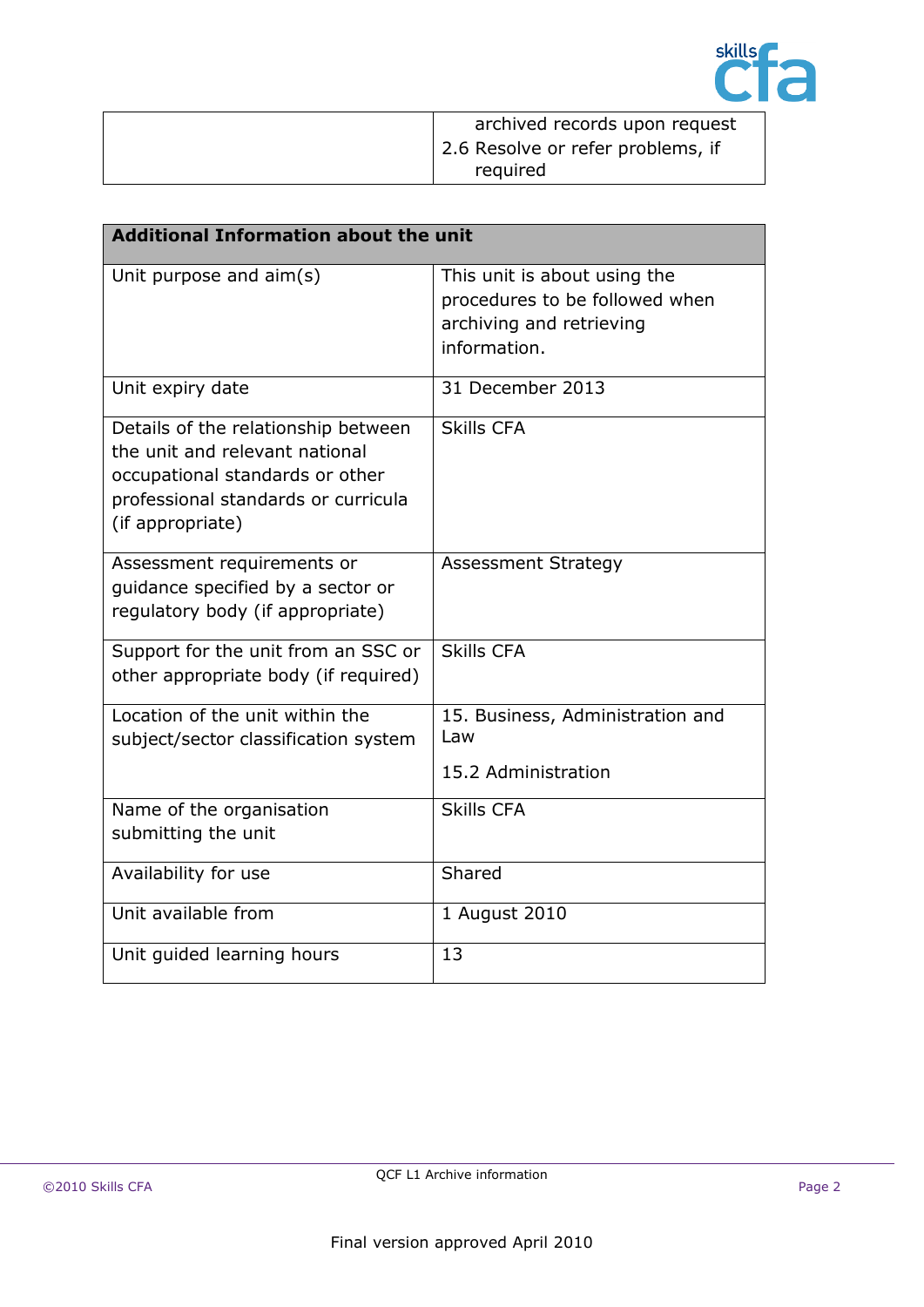| | archived records upon request<br>2.6 Resolve or refer problems, if required |
|---|---|

| **Additional Information about the unit** | |
|---|---|
| Unit purpose and aim(s) | This unit is about using the procedures to be followed when archiving and retrieving information. |
| Unit expiry date | 31 December 2013 |
| Details of the relationship between the unit and relevant national occupational standards or other professional standards or curricula (if appropriate) | Skills CFA |
| Assessment requirements or guidance specified by a sector or regulatory body (if appropriate) | Assessment Strategy |
| Support for the unit from an SSC or other appropriate body (if required) | Skills CFA |
| Location of the unit within the subject/sector classification system | 15. Business, Administration and Law<br><br>15.2 Administration |
| Name of the organisation submitting the unit | Skills CFA |
| Availability for use | Shared |
| Unit available from | 1 August 2010 |
| Unit guided learning hours | 13 |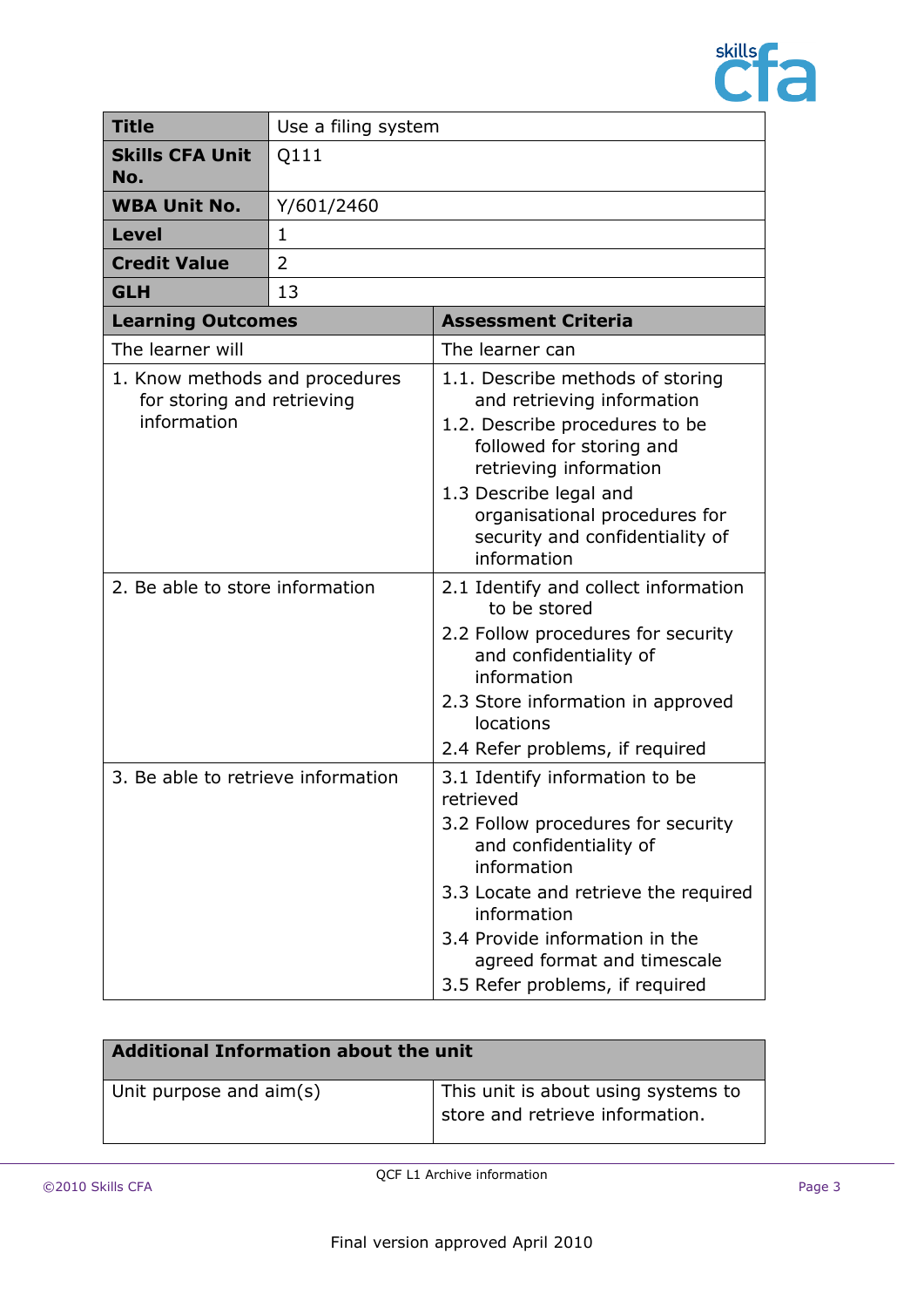| **Title** | Use a filing system |
|---|---|
| **Skills CFA Unit No.** | Q111 |
| **WBA Unit No.** | Y/601/2460 |
| **Level** | 1 |
| **Credit Value** | 2 |
| **GLH** | 13 |

| **Learning Outcomes** | **Assessment Criteria** |
|---|---|
| The learner will | The learner can |
| 1. Know methods and procedures for storing and retrieving information | 1.1. Describe methods of storing and retrieving information<br>1.2. Describe procedures to be followed for storing and retrieving information<br>1.3 Describe legal and organisational procedures for security and confidentiality of information |
| 2. Be able to store information | 2.1 Identify and collect information to be stored<br>2.2 Follow procedures for security and confidentiality of information<br>2.3 Store information in approved locations<br>2.4 Refer problems, if required |
| 3. Be able to retrieve information | 3.1 Identify information to be retrieved<br>3.2 Follow procedures for security and confidentiality of information<br>3.3 Locate and retrieve the required information<br>3.4 Provide information in the agreed format and timescale<br>3.5 Refer problems, if required |

| **Additional Information about the unit** | |
|---|---|
| Unit purpose and aim(s) | This unit is about using systems to store and retrieve information. |

Final version approved April 2010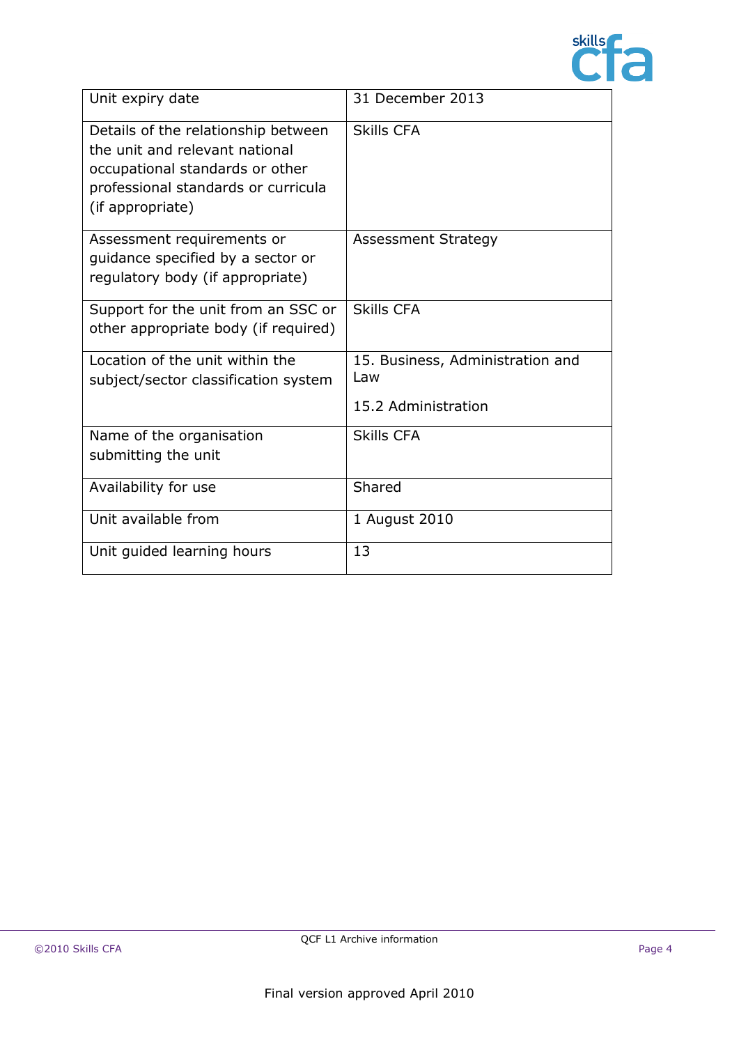| Unit expiry date | 31 December 2013 |
|---|---|
| Details of the relationship between the unit and relevant national occupational standards or other professional standards or curricula (if appropriate) | Skills CFA |
| Assessment requirements or guidance specified by a sector or regulatory body (if appropriate) | Assessment Strategy |
| Support for the unit from an SSC or other appropriate body (if required) | Skills CFA |
| Location of the unit within the subject/sector classification system | 15. Business, Administration and Law<br><br>15.2 Administration |
| Name of the organisation submitting the unit | Skills CFA |
| Availability for use | Shared |
| Unit available from | 1 August 2010 |
| Unit guided learning hours | 13 |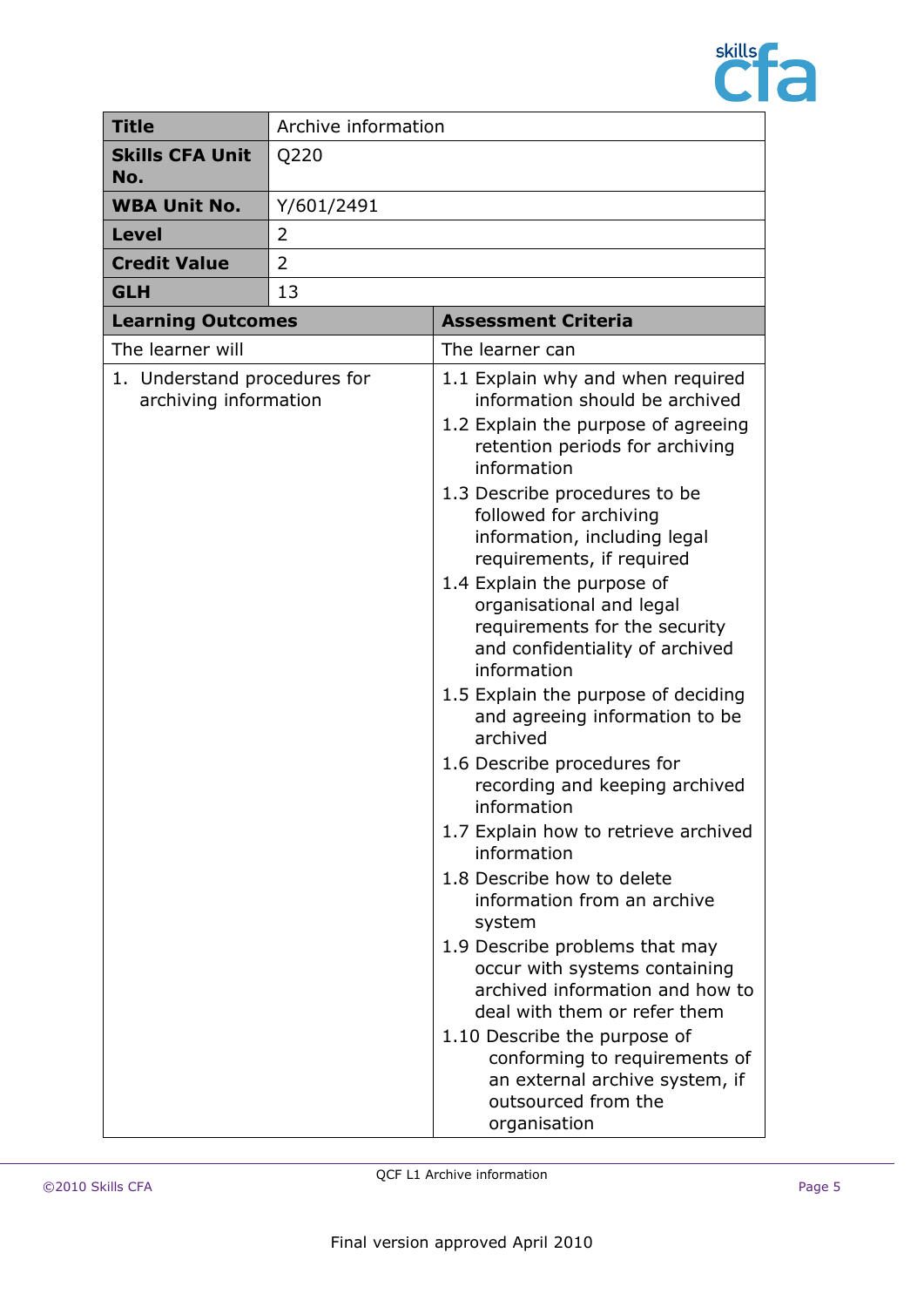| **Title** | Archive information |
|---|---|
| **Skills CFA Unit No.** | Q220 |
| **WBA Unit No.** | Y/601/2491 |
| **Level** | 2 |
| **Credit Value** | 2 |
| **GLH** | 13 |

| **Learning Outcomes** | **Assessment Criteria** |
|---|---|
| The learner will | The learner can |
| 1. Understand procedures for archiving information | 1.1 Explain why and when required information should be archived<br>1.2 Explain the purpose of agreeing retention periods for archiving information<br>1.3 Describe procedures to be followed for archiving information, including legal requirements, if required<br>1.4 Explain the purpose of organisational and legal requirements for the security and confidentiality of archived information<br>1.5 Explain the purpose of deciding and agreeing information to be archived<br>1.6 Describe procedures for recording and keeping archived information<br>1.7 Explain how to retrieve archived information<br>1.8 Describe how to delete information from an archive system<br>1.9 Describe problems that may occur with systems containing archived information and how to deal with them or refer them<br>1.10 Describe the purpose of conforming to requirements of an external archive system, if outsourced from the organisation |

Final version approved April 2010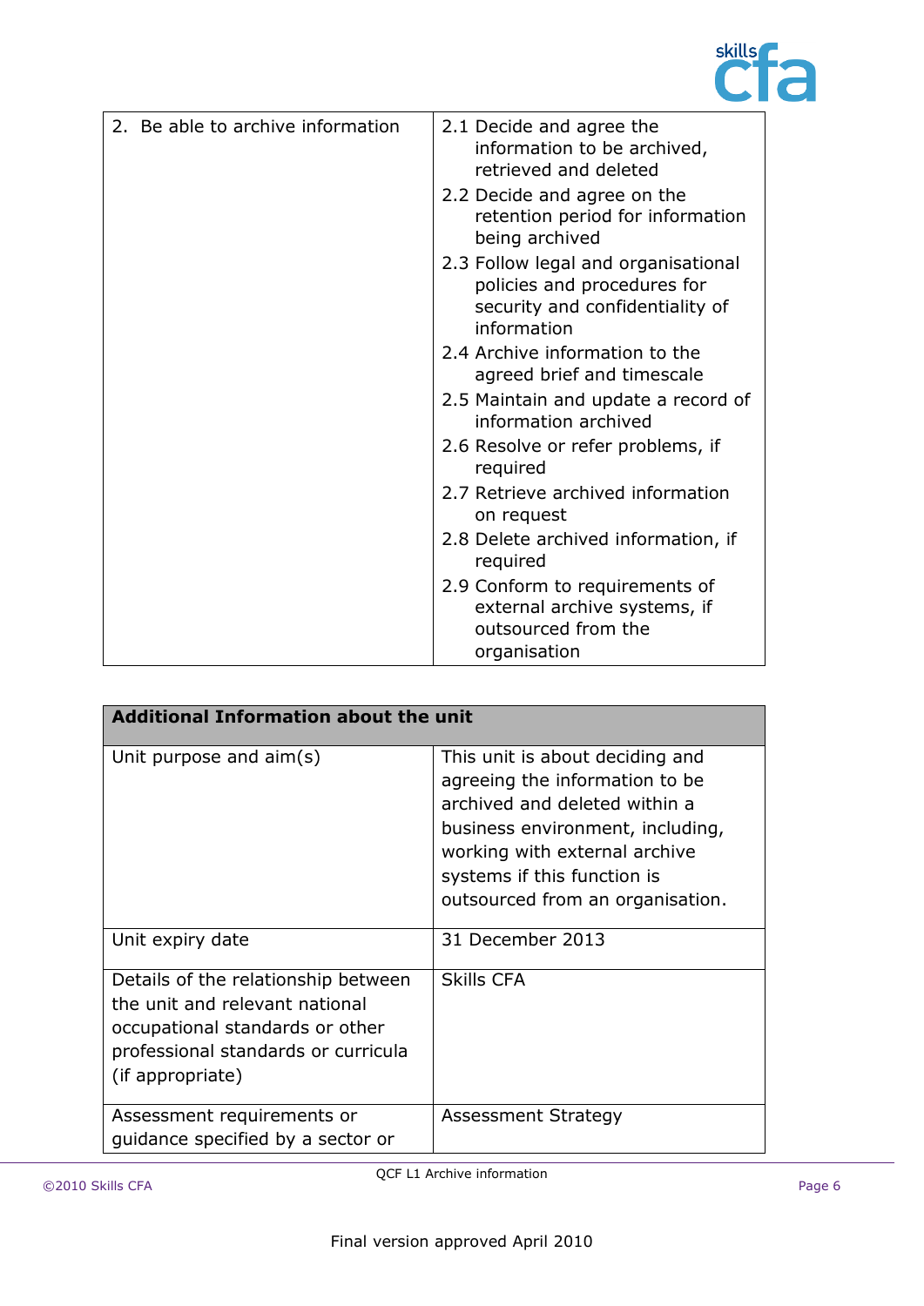| 2. Be able to archive information | 2.1 Decide and agree the information to be archived, retrieved and deleted<br>2.2 Decide and agree on the retention period for information being archived<br>2.3 Follow legal and organisational policies and procedures for security and confidentiality of information<br>2.4 Archive information to the agreed brief and timescale<br>2.5 Maintain and update a record of information archived<br>2.6 Resolve or refer problems, if required<br>2.7 Retrieve archived information on request<br>2.8 Delete archived information, if required<br>2.9 Conform to requirements of external archive systems, if outsourced from the organisation |
|---|---|

| **Additional Information about the unit** | |
|---|---|
| Unit purpose and aim(s) | This unit is about deciding and agreeing the information to be archived and deleted within a business environment, including, working with external archive systems if this function is outsourced from an organisation. |
| Unit expiry date | 31 December 2013 |
| Details of the relationship between the unit and relevant national occupational standards or other professional standards or curricula (if appropriate) | Skills CFA |
| Assessment requirements or guidance specified by a sector or | Assessment Strategy |

QCF L1 Archive information

Final version approved April 2010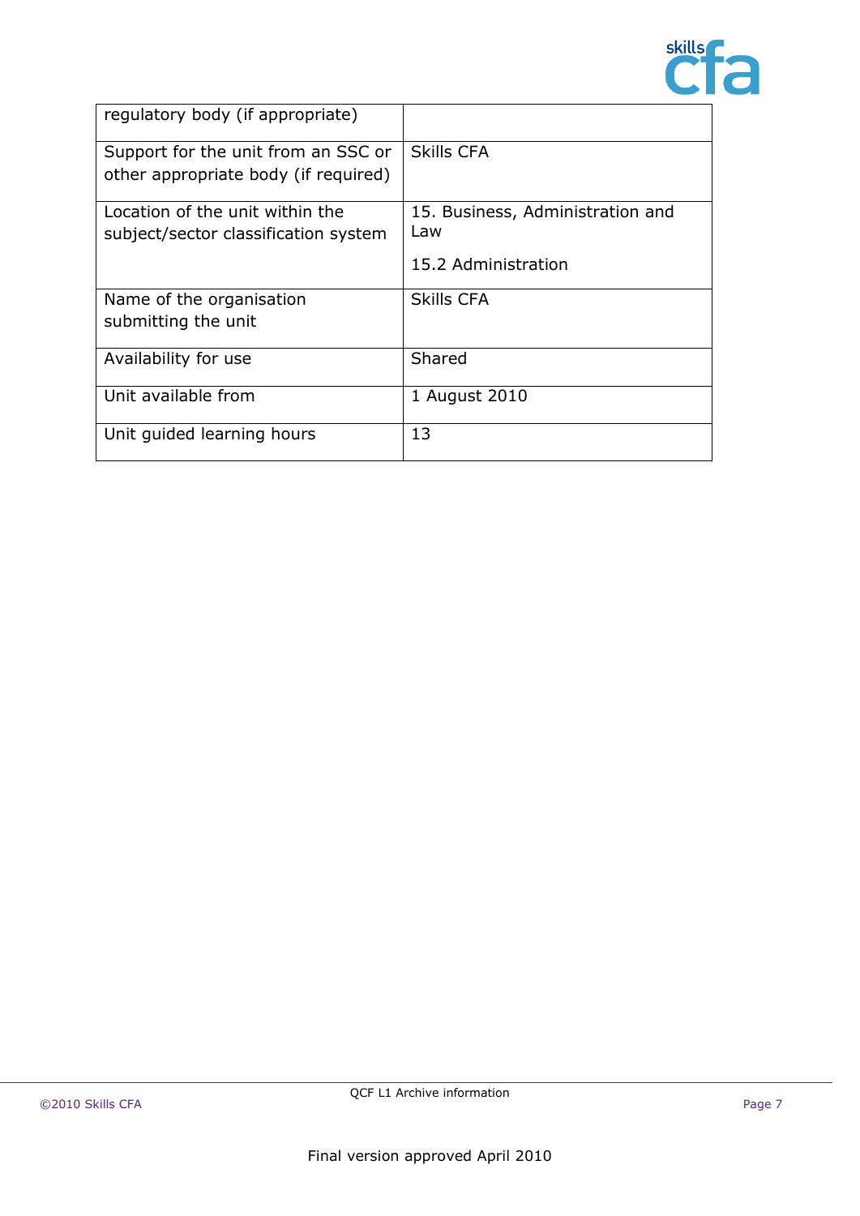| regulatory body (if appropriate) | |
| --- | --- |
| Support for the unit from an SSC or other appropriate body (if required) | Skills CFA |
| Location of the unit within the subject/sector classification system | 15. Business, Administration and Law<br><br>15.2 Administration |
| Name of the organisation submitting the unit | Skills CFA |
| Availability for use | Shared |
| Unit available from | 1 August 2010 |
| Unit guided learning hours | 13 |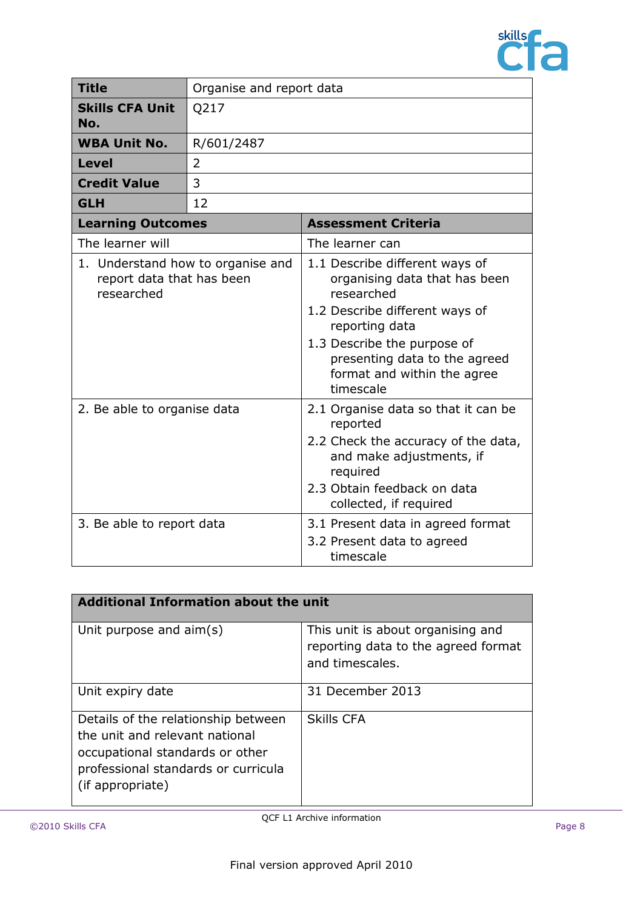| **Title** | Organise and report data |
|---|---|
| **Skills CFA Unit No.** | Q217 |
| **WBA Unit No.** | R/601/2487 |
| **Level** | 2 |
| **Credit Value** | 3 |
| **GLH** | 12 |

| **Learning Outcomes** | **Assessment Criteria** |
|---|---|
| The learner will | The learner can |
| 1. Understand how to organise and report data that has been researched | 1.1 Describe different ways of organising data that has been researched<br>1.2 Describe different ways of reporting data<br>1.3 Describe the purpose of presenting data to the agreed format and within the agree timescale |
| 2. Be able to organise data | 2.1 Organise data so that it can be reported<br>2.2 Check the accuracy of the data, and make adjustments, if required<br>2.3 Obtain feedback on data collected, if required |
| 3. Be able to report data | 3.1 Present data in agreed format<br>3.2 Present data to agreed timescale |

| **Additional Information about the unit** | |
|---|---|
| Unit purpose and aim(s) | This unit is about organising and reporting data to the agreed format and timescales. |
| Unit expiry date | 31 December 2013 |
| Details of the relationship between the unit and national occupational standards or other professional standards or curricula (if appropriate) | Skills CFA |

QCF L1 Archive information

Final version approved April 2010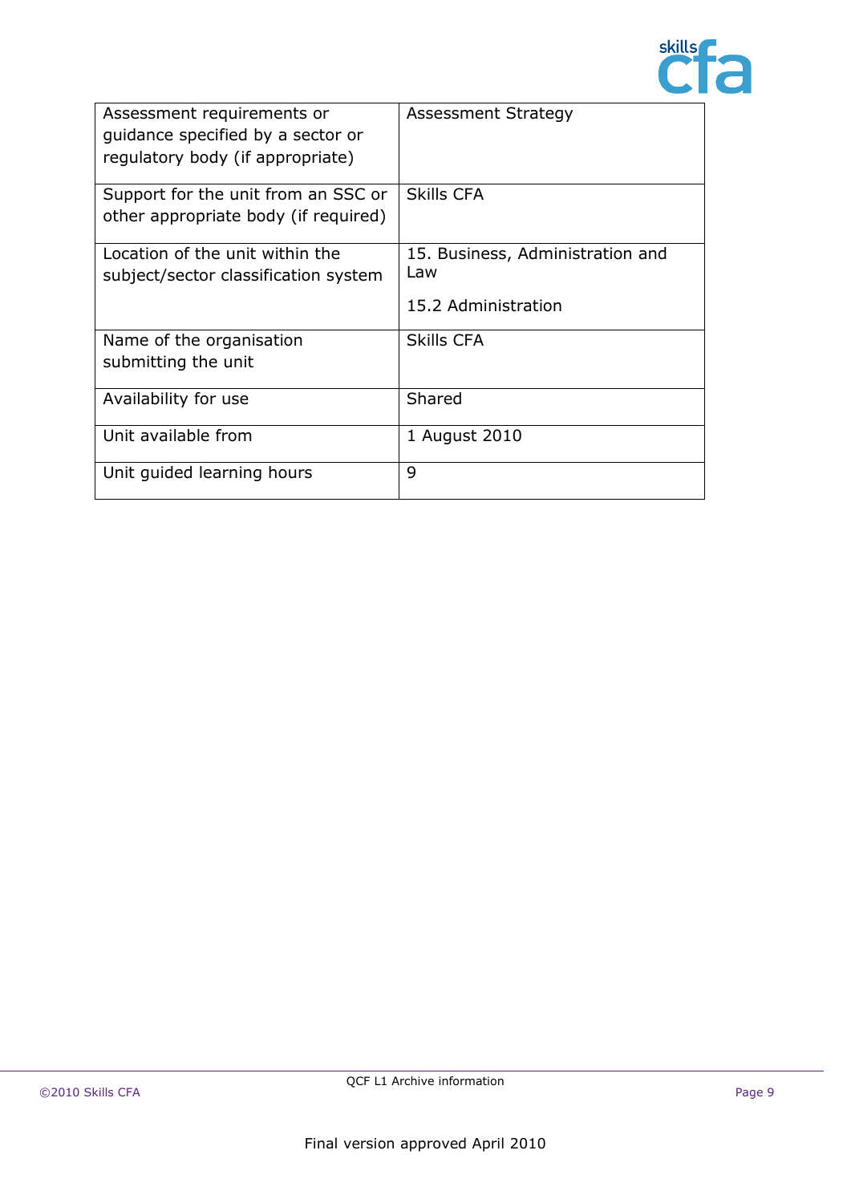| Assessment requirements or guidance specified by a sector or regulatory body (if appropriate) | Assessment Strategy |
|---|---|
| Support for the unit from an SSC or other appropriate body (if required) | Skills CFA |
| Location of the unit within the subject/sector classification system | 15. Business, Administration and Law<br><br>15.2 Administration |
| Name of the organisation submitting the unit | Skills CFA |
| Availability for use | Shared |
| Unit available from | 1 August 2010 |
| Unit guided learning hours | 9 |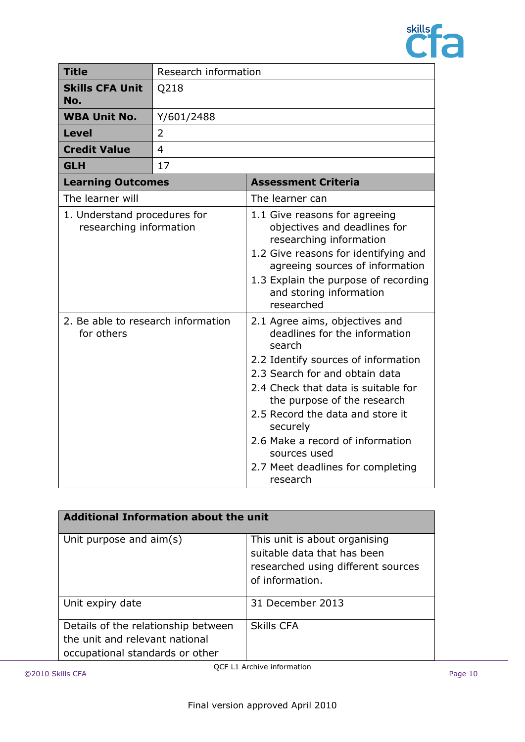| **Title** | Research information |
|---|---|
| **Skills CFA Unit No.** | Q218 |
| **WBA Unit No.** | Y/601/2488 |
| **Level** | 2 |
| **Credit Value** | 4 |
| **GLH** | 17 |

| **Learning Outcomes** | **Assessment Criteria** |
|---|---|
| The learner will | The learner can |
| 1. Understand procedures for researching information | 1.1 Give reasons for agreeing objectives and deadlines for researching information<br>1.2 Give reasons for identifying and agreeing sources of information<br>1.3 Explain the purpose of recording and storing information researched |
| 2. Be able to research information for others | 2.1 Agree aims, objectives and deadlines for the information search<br>2.2 Identify sources of information<br>2.3 Search for and obtain data<br>2.4 Check that data is suitable for the purpose of the research<br>2.5 Record the data and store it securely<br>2.6 Make a record of information sources used<br>2.7 Meet deadlines for completing research |

| **Additional Information about the unit** | |
|---|---|
| Unit purpose and aim(s) | This unit is about organising suitable data that has been researched using different sources of information. |
| Unit expiry date | 31 December 2013 |
| Details of the relationship between the unit and relevant national occupational standards or other | Skills CFA |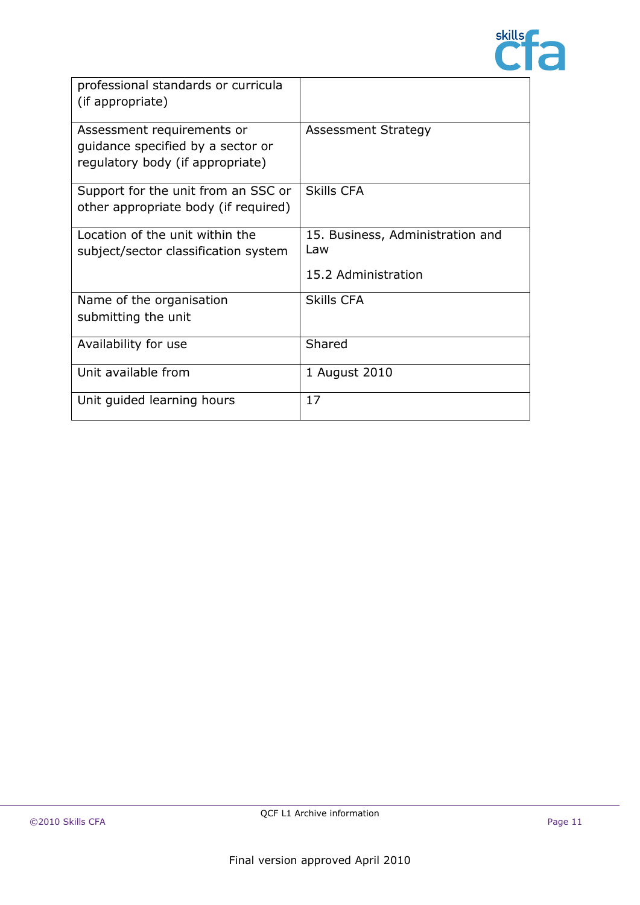| | |
|---|---|
| professional standards or curricula (if appropriate) | |
| Assessment requirements or guidance specified by a sector or regulatory body (if appropriate) | Assessment Strategy |
| Support for the unit from an SSC or other appropriate body (if required) | Skills CFA |
| Location of the unit within the subject/sector classification system | 15. Business, Administration and Law<br><br>15.2 Administration |
| Name of the organisation submitting the unit | Skills CFA |
| Availability for use | Shared |
| Unit available from | 1 August 2010 |
| Unit guided learning hours | 17 |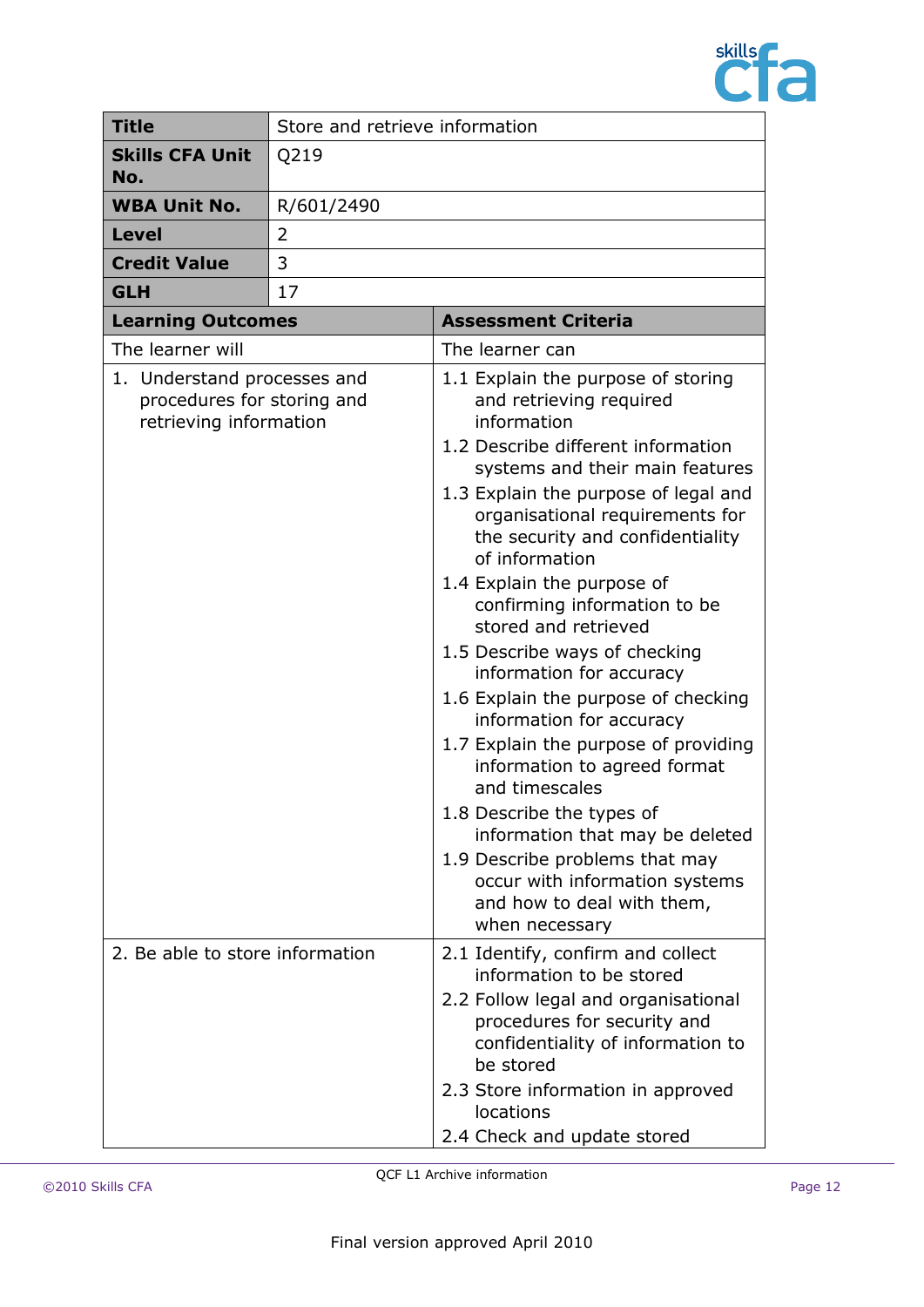| **Title** | Store and retrieve information |
|---|---|
| **Skills CFA Unit No.** | Q219 |
| **WBA Unit No.** | R/601/2490 |
| **Level** | 2 |
| **Credit Value** | 3 |
| **GLH** | 17 |

| **Learning Outcomes** | **Assessment Criteria** |
|---|---|
| The learner will | The learner can |
| 1. Understand processes and procedures for storing and retrieving information | 1.1 Explain the purpose of storing and retrieving required information<br>1.2 Describe different information systems and their main features<br>1.3 Explain the purpose of legal and organisational requirements for the security and confidentiality of information<br>1.4 Explain the purpose of confirming information to be stored and retrieved<br>1.5 Describe ways of checking information for accuracy<br>1.6 Explain the purpose of checking information for accuracy<br>1.7 Explain the purpose of providing information to agreed format and timescales<br>1.8 Describe the types of information that may be deleted<br>1.9 Describe problems that may occur with information systems and how to deal with them, when necessary |
| 2. Be able to store information | 2.1 Identify, confirm and collect information to be stored<br>2.2 Follow legal and organisational procedures for security and confidentiality of information to be stored<br>2.3 Store information in approved locations<br>2.4 Check and update stored |

QCF L1 Archive information

Final version approved April 2010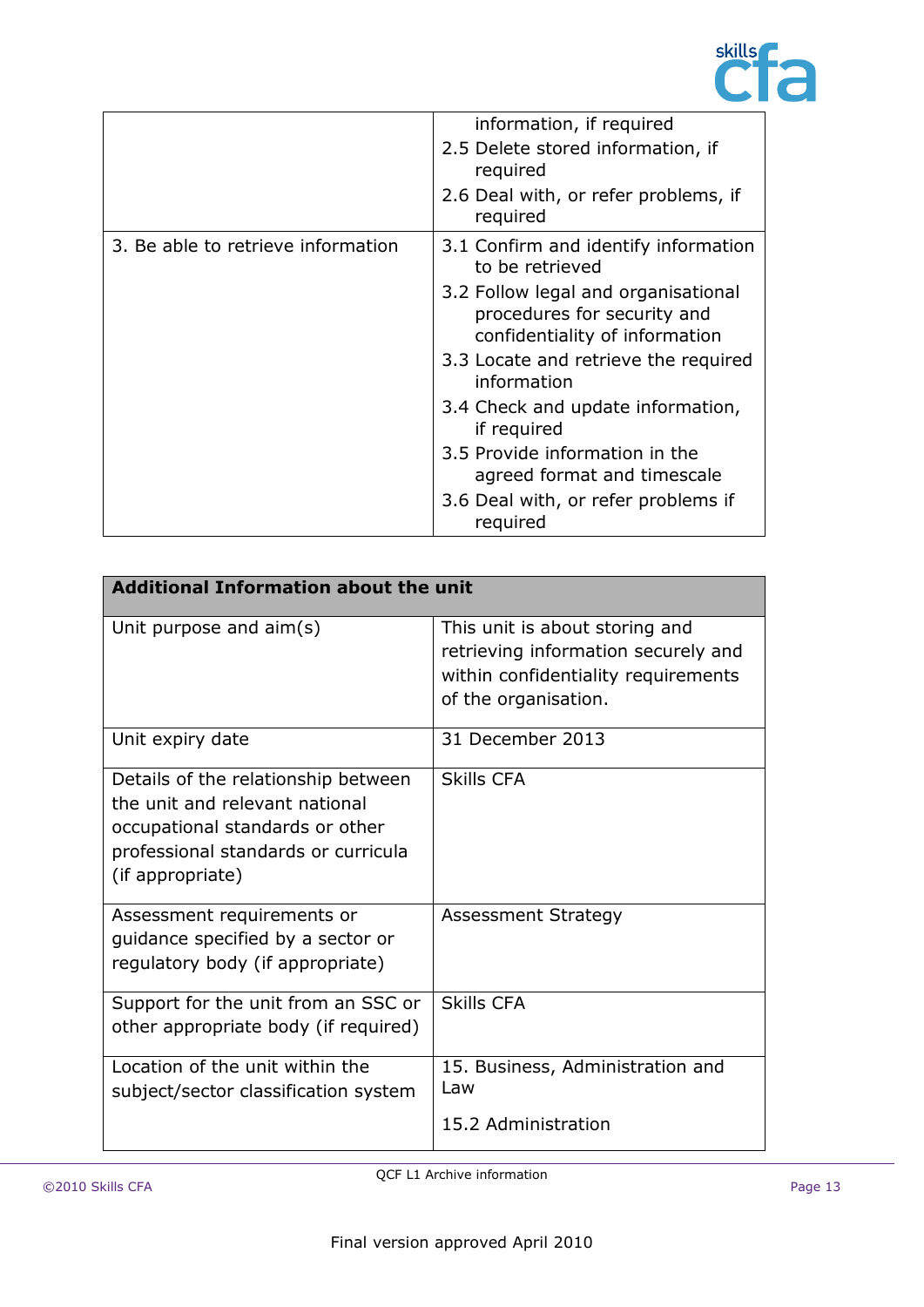| | |
|---|---|
| | information, if required<br>2.5 Delete stored information, if required<br>2.6 Deal with, or refer problems, if required |
| 3. Be able to retrieve information | 3.1 Confirm and identify information to be retrieved<br>3.2 Follow legal and organisational procedures for security and confidentiality of information<br>3.3 Locate and retrieve the required information<br>3.4 Check and update information, if required<br>3.5 Provide information in the agreed format and timescale<br>3.6 Deal with, or refer problems if required |

| **Additional Information about the unit** | |
|---|---|
| Unit purpose and aim(s) | This unit is about storing and retrieving information securely and within confidentiality requirements of the organisation. |
| Unit expiry date | 31 December 2013 |
| Details of the relationship between the unit and relevant national occupational standards or other professional standards or curricula (if appropriate) | Skills CFA |
| Assessment requirements or guidance specified by a sector or regulatory body (if appropriate) | Assessment Strategy |
| Support for the unit from an SSC or other appropriate body (if required) | Skills CFA |
| Location of the unit within the subject/sector classification system | 15. Business, Administration and Law<br><br>15.2 Administration |

Final version approved April 2010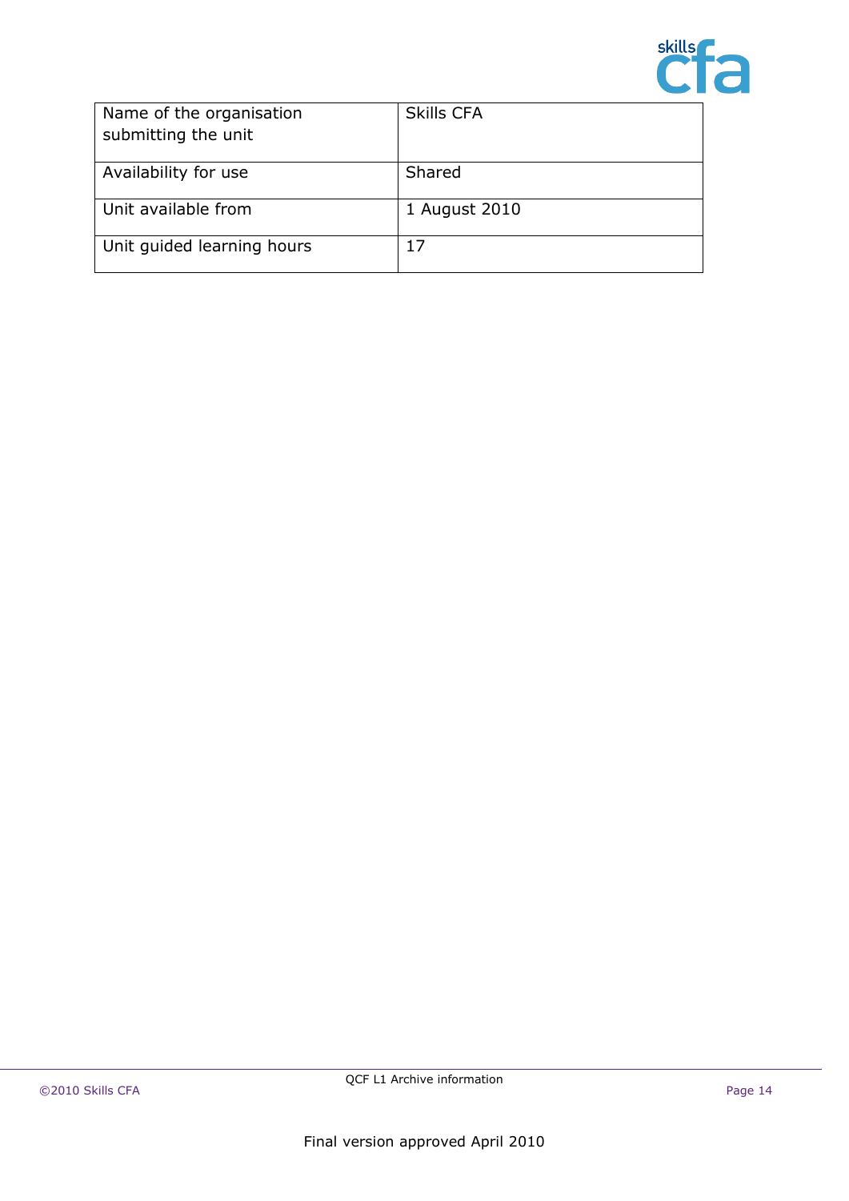| Name of the organisation submitting the unit | Skills CFA |
|---|---|
| Availability for use | Shared |
| Unit available from | 1 August 2010 |
| Unit guided learning hours | 17 |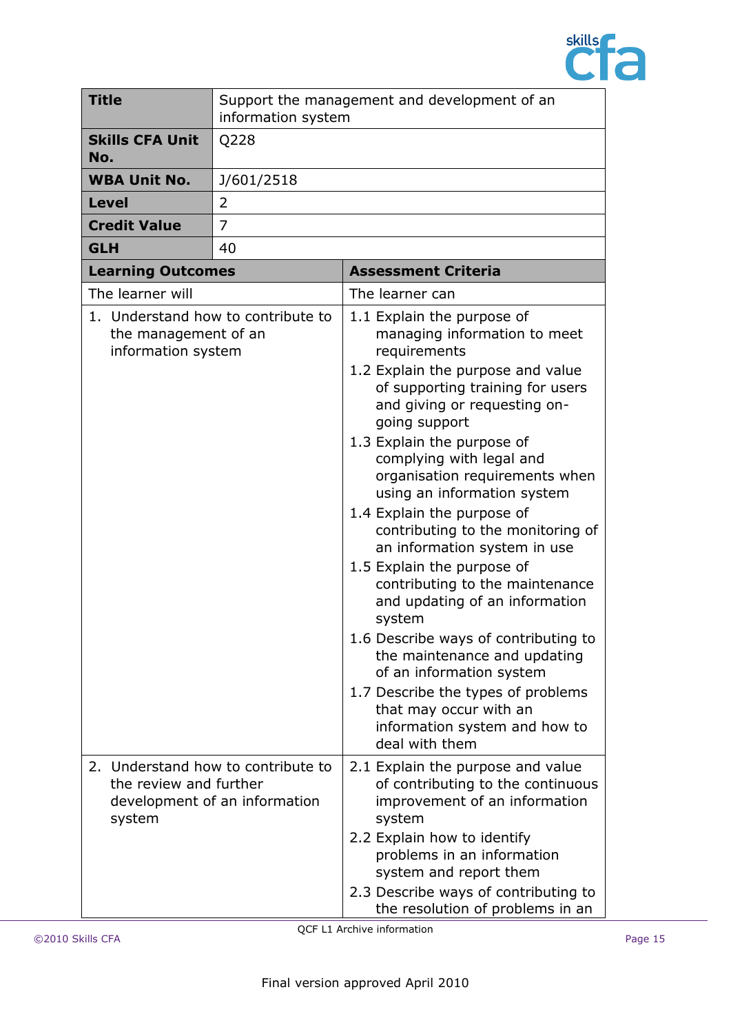| **Title** | Support the management and development of an information system |
|---|---|
| **Skills CFA Unit No.** | Q228 |
| **WBA Unit No.** | J/601/2518 |
| **Level** | 2 |
| **Credit Value** | 7 |
| **GLH** | 40 |

| **Learning Outcomes** | **Assessment Criteria** |
|---|---|
| The learner will | The learner can |
| 1. Understand how to contribute to the management of an information system | 1.1 Explain the purpose of managing information to meet requirements<br>1.2 Explain the purpose and value of supporting training for users and giving or requesting on-going support<br>1.3 Explain the purpose of complying with legal and organisation requirements when using an information system<br>1.4 Explain the purpose of contributing to the monitoring of an information system in use<br>1.5 Explain the purpose of contributing to the maintenance and updating of an information system<br>1.6 Describe ways of contributing to the maintenance and updating of an information system<br>1.7 Describe the types of problems that may occur with an information system and how to deal with them |
| 2. Understand how to contribute to the review and further development of an information system | 2.1 Explain the purpose and value of contributing to the continuous improvement of an information system<br>2.2 Explain how to identify problems in an information system and report them<br>2.3 Describe ways of contributing to the resolution of problems in an |

QCF L1 Archive information

Final version approved April 2010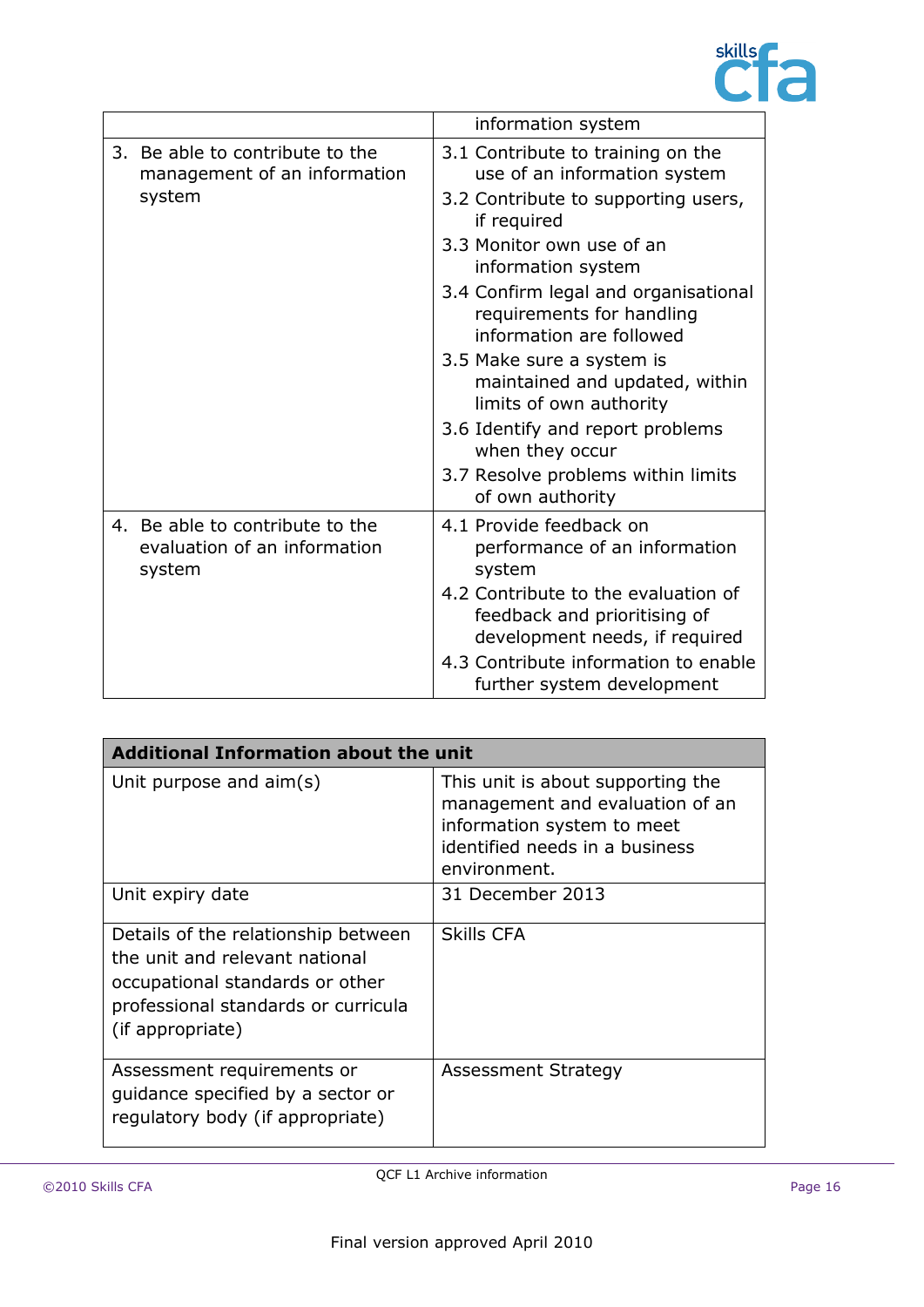| | |
|---|---|
| | information system |
| 3. Be able to contribute to the management of an information system | 3.1 Contribute to training on the use of an information system<br>3.2 Contribute to supporting users, if required<br>3.3 Monitor own use of an information system<br>3.4 Confirm legal and organisational requirements for handling information are followed<br>3.5 Make sure a system is maintained and updated, within limits of own authority<br>3.6 Identify and report problems when they occur<br>3.7 Resolve problems within limits of own authority |
| 4. Be able to contribute to the evaluation of an information system | 4.1 Provide feedback on performance of an information system<br>4.2 Contribute to the evaluation of feedback and prioritising of development needs, if required<br>4.3 Contribute information to enable further system development |

| **Additional Information about the unit** | |
|---|---|
| Unit purpose and aim(s) | This unit is about supporting the management and evaluation of an information system to meet identified needs in a business environment. |
| Unit expiry date | 31 December 2013 |
| Details of the relationship between the unit and relevant national occupational standards or other professional standards or curricula (if appropriate) | Skills CFA |
| Assessment requirements or guidance specified by a sector or regulatory body (if appropriate) | Assessment Strategy |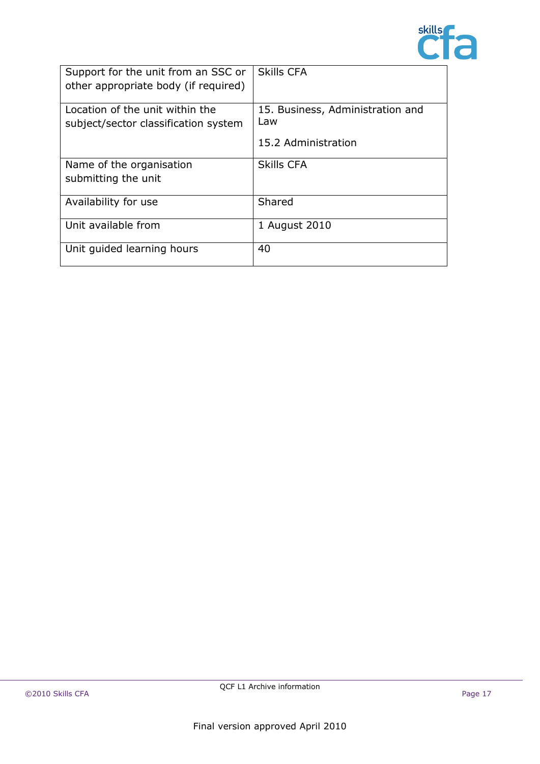| | |
|---|---|
| Support for the unit from an SSC or other appropriate body (if required) | Skills CFA |
| Location of the unit within the subject/sector classification system | 15. Business, Administration and Law<br><br>15.2 Administration |
| Name of the organisation submitting the unit | Skills CFA |
| Availability for use | Shared |
| Unit available from | 1 August 2010 |
| Unit guided learning hours | 40 |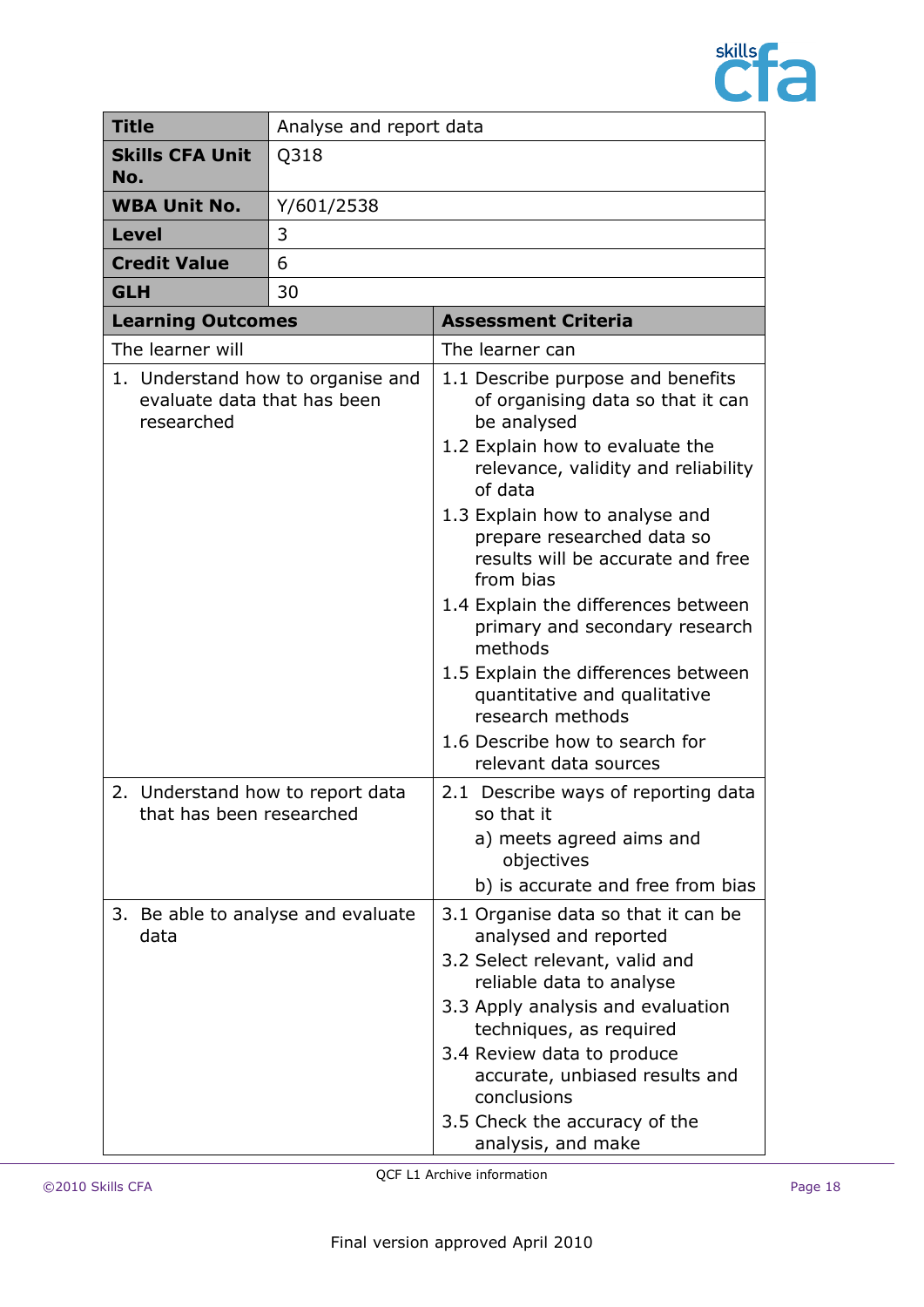| Title | Analyse and report data |
|---|---|
| **Skills CFA Unit No.** | Q318 |
| **WBA Unit No.** | Y/601/2538 |
| **Level** | 3 |
| **Credit Value** | 6 |
| **GLH** | 30 |

| Learning Outcomes | Assessment Criteria |
|---|---|
| The learner will | The learner can |
| 1. Understand how to organise and evaluate data that has been researched | 1.1 Describe purpose and benefits of organising data so that it can be analysed<br>1.2 Explain how to evaluate the relevance, validity and reliability of data<br>1.3 Explain how to analyse and prepare researched data so results will be accurate and free from bias<br>1.4 Explain the differences between primary and secondary research methods<br>1.5 Explain the differences between quantitative and qualitative research methods<br>1.6 Describe how to search for relevant data sources |
| 2. Understand how to report data that has been researched | 2.1 Describe ways of reporting data so that it<br>a) meets agreed aims and objectives<br>b) is accurate and free from bias |
| 3. Be able to analyse and evaluate data | 3.1 Organise data so that it can be analysed and reported<br>3.2 Select relevant, valid and reliable data to analyse<br>3.3 Apply analysis and evaluation techniques, as required<br>3.4 Review data to produce accurate, unbiased results and conclusions<br>3.5 Check the accuracy of the analysis, and make |

QCF L1 Archive information

Final version approved April 2010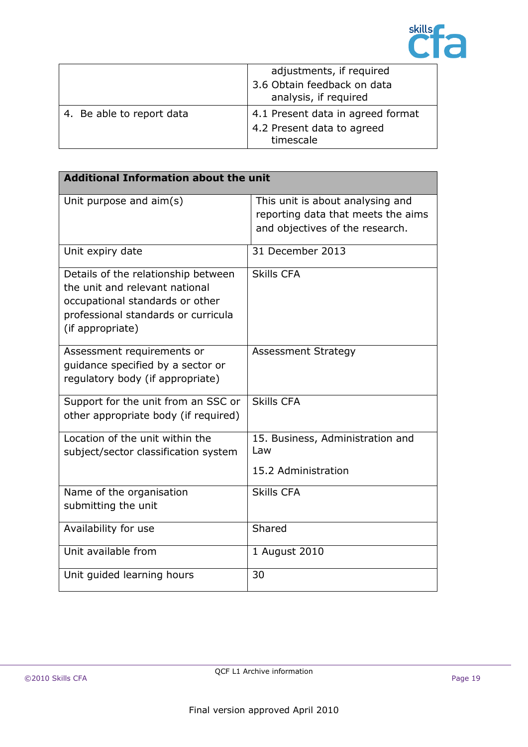| | |
|---|---|
| | adjustments, if required<br>3.6 Obtain feedback on data analysis, if required |
| 4. Be able to report data | 4.1 Present data in agreed format<br>4.2 Present data to agreed timescale |

| **Additional Information about the unit** | |
|---|---|
| Unit purpose and aim(s) | This unit is about analysing and reporting data that meets the aims and objectives of the research. |
| Unit expiry date | 31 December 2013 |
| Details of the relationship between the unit and relevant national occupational standards or other professional standards or curricula (if appropriate) | Skills CFA |
| Assessment requirements or guidance specified by a sector or regulatory body (if appropriate) | Assessment Strategy |
| Support for the unit from an SSC or other appropriate body (if required) | Skills CFA |
| Location of the unit within the subject/sector classification system | 15. Business, Administration and Law<br><br>15.2 Administration |
| Name of the organisation submitting the unit | Skills CFA |
| Availability for use | Shared |
| Unit available from | 1 August 2010 |
| Unit guided learning hours | 30 |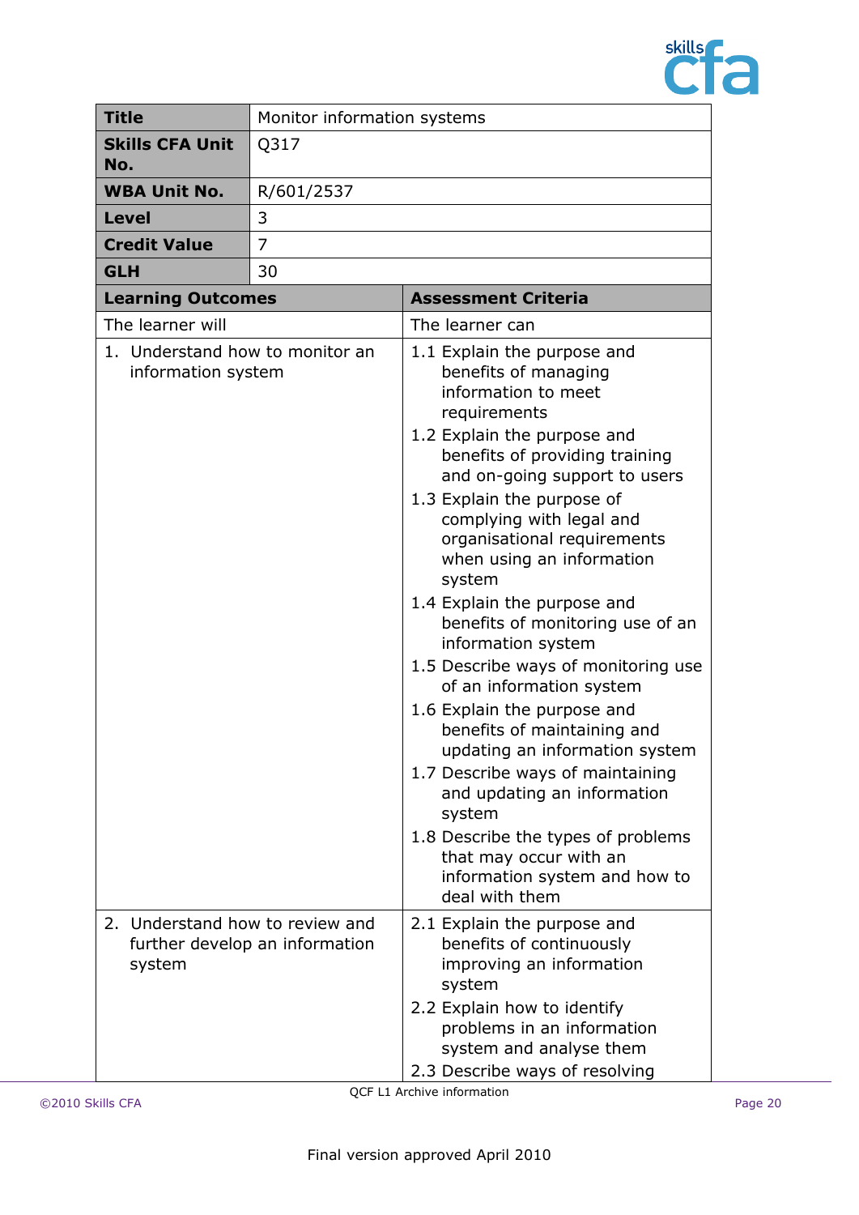| Title | Monitor information systems |
|---|---|
| **Skills CFA Unit No.** | Q317 |
| **WBA Unit No.** | R/601/2537 |
| **Level** | 3 |
| **Credit Value** | 7 |
| **GLH** | 30 |

| Learning Outcomes | Assessment Criteria |
|---|---|
| The learner will | The learner can |
| 1. Understand how to monitor an information system | 1.1 Explain the purpose and benefits of managing information to meet requirements<br>1.2 Explain the purpose and benefits of providing training and on-going support to users<br>1.3 Explain the purpose of complying with legal and organisational requirements when using an information system<br>1.4 Explain the purpose and benefits of monitoring use of an information system<br>1.5 Describe ways of monitoring use of an information system<br>1.6 Explain the purpose and benefits of maintaining and updating an information system<br>1.7 Describe ways of maintaining and updating an information system<br>1.8 Describe the types of problems that may occur with an information system and how to deal with them |
| 2. Understand how to review and further develop an information system | 2.1 Explain the purpose and benefits of continuously improving an information system<br>2.2 Explain how to identify problems in an information system and analyse them<br>2.3 Describe ways of resolving |

QCF L1 Archive information

Final version approved April 2010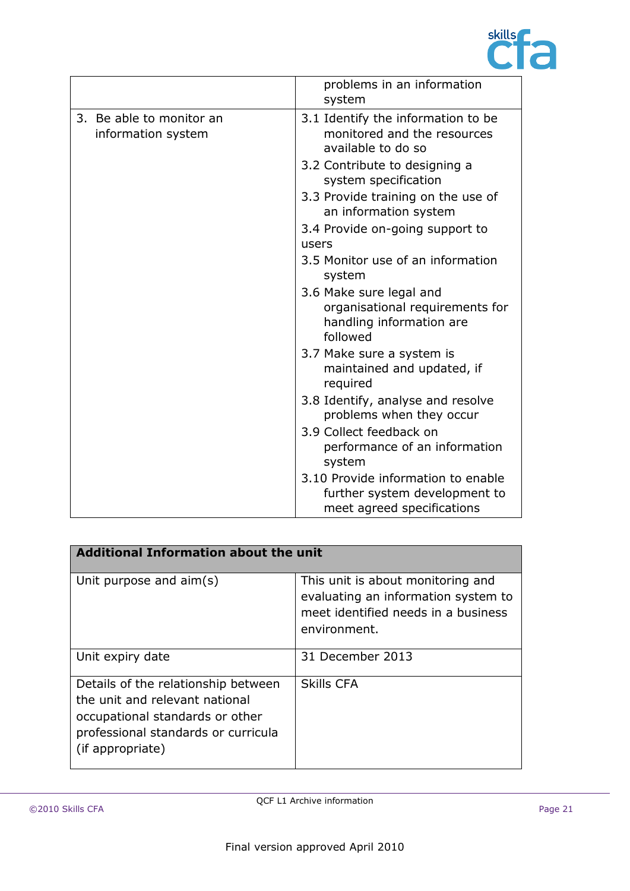| | |
|---|---|
| | problems in an information system |
| 3. Be able to monitor an information system | 3.1 Identify the information to be monitored and the resources available to do so<br>3.2 Contribute to designing a system specification<br>3.3 Provide training on the use of an information system<br>3.4 Provide on-going support to users<br>3.5 Monitor use of an information system<br>3.6 Make sure legal and organisational requirements for handling information are followed<br>3.7 Make sure a system is maintained and updated, if required<br>3.8 Identify, analyse and resolve problems when they occur<br>3.9 Collect feedback on performance of an information system<br>3.10 Provide information to enable further system development to meet agreed specifications |

| **Additional Information about the unit** | |
|---|---|
| Unit purpose and aim(s) | This unit is about monitoring and evaluating an information system to meet identified needs in a business environment. |
| Unit expiry date | 31 December 2013 |
| Details of the relationship between the unit and relevant national occupational standards or other professional standards or curricula (if appropriate) | Skills CFA |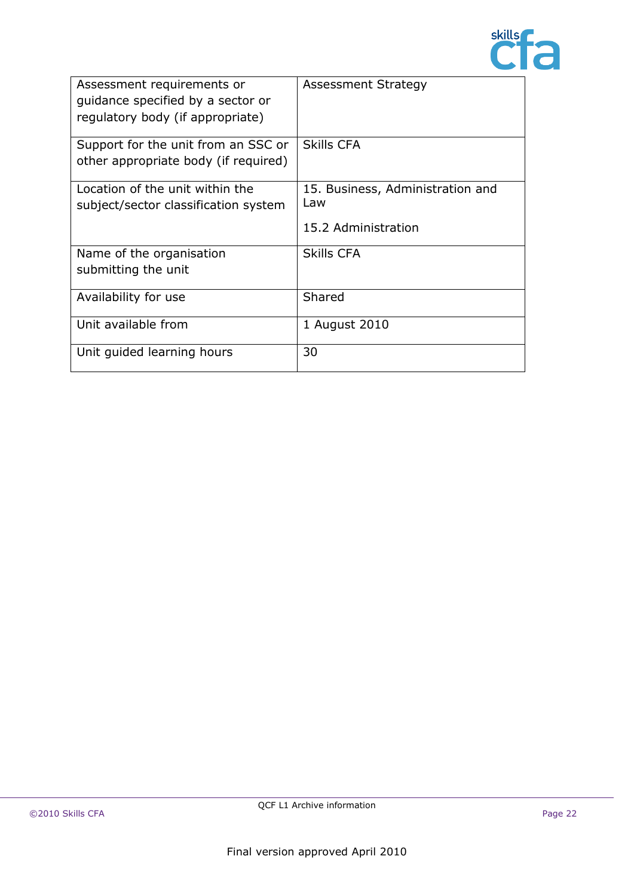| | |
|---|---|
| Assessment requirements or guidance specified by a sector or regulatory body (if appropriate) | Assessment Strategy |
| Support for the unit from an SSC or other appropriate body (if required) | Skills CFA |
| Location of the unit within the subject/sector classification system | 15. Business, Administration and Law<br><br>15.2 Administration |
| Name of the organisation submitting the unit | Skills CFA |
| Availability for use | Shared |
| Unit available from | 1 August 2010 |
| Unit guided learning hours | 30 |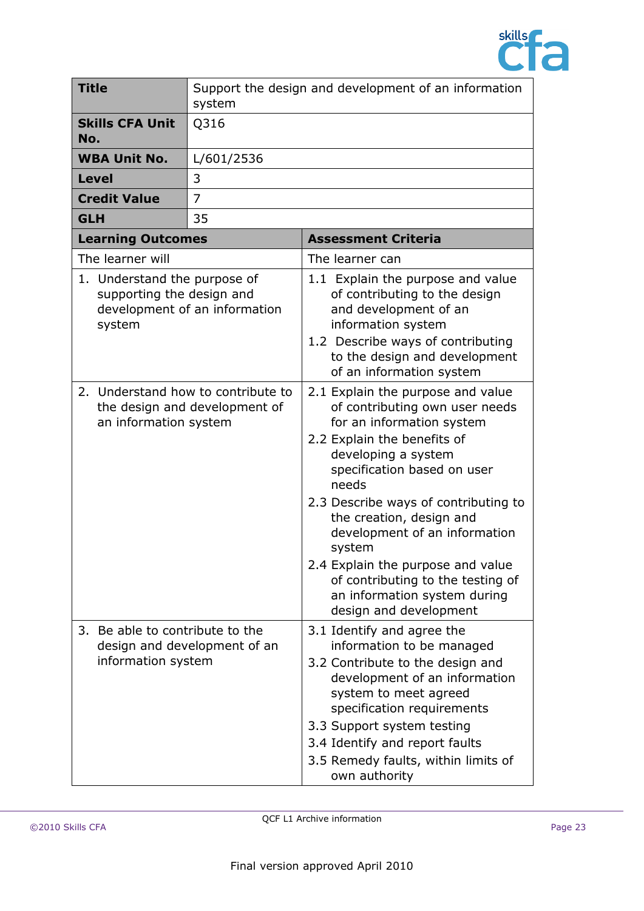| **Title** | Support the design and development of an information system |
|---|---|
| **Skills CFA Unit No.** | Q316 |
| **WBA Unit No.** | L/601/2536 |
| **Level** | 3 |
| **Credit Value** | 7 |
| **GLH** | 35 |

| **Learning Outcomes** | **Assessment Criteria** |
|---|---|
| The learner will | The learner can |
| 1. Understand the purpose of supporting the design and development of an information system | 1.1 Explain the purpose and value of contributing to the design and development of an information system<br>1.2 Describe ways of contributing to the design and development of an information system |
| 2. Understand how to contribute to the design and development of an information system | 2.1 Explain the purpose and value of contributing own user needs for an information system<br>2.2 Explain the benefits of developing a system specification based on user needs<br>2.3 Describe ways of contributing to the creation, design and development of an information system<br>2.4 Explain the purpose and value of contributing to the testing of an information system during design and development |
| 3. Be able to contribute to the design and development of an information system | 3.1 Identify and agree the information to be managed<br>3.2 Contribute to the design and development of an information system to meet agreed specification requirements<br>3.3 Support system testing<br>3.4 Identify and report faults<br>3.5 Remedy faults, within limits of own authority |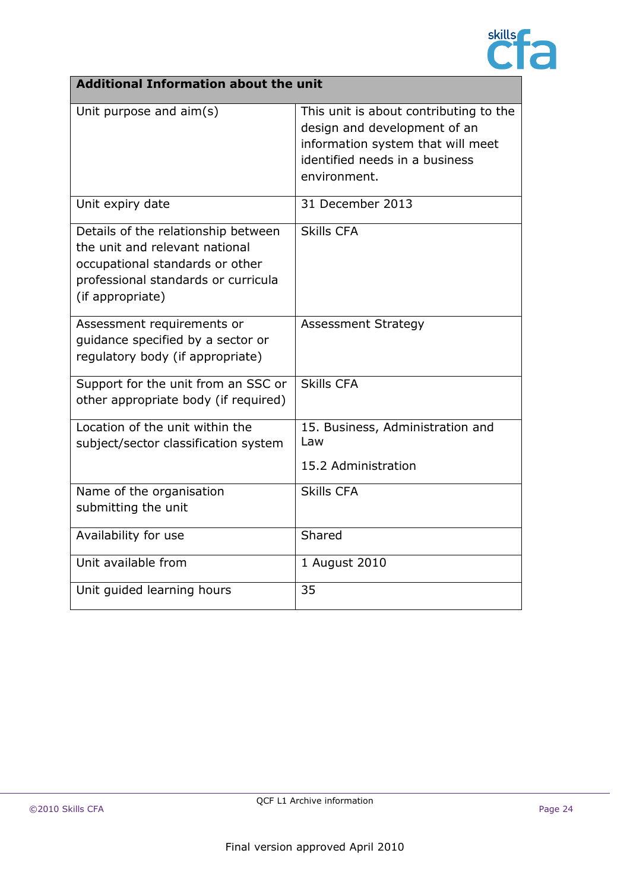| Additional Information about the unit | |
|---|---|
| Unit purpose and aim(s) | This unit is about contributing to the design and development of an information system that will meet identified needs in a business environment. |
| Unit expiry date | 31 December 2013 |
| Details of the relationship between the unit and relevant national occupational standards or other professional standards or curricula (if appropriate) | Skills CFA |
| Assessment requirements or guidance specified by a sector or regulatory body (if appropriate) | Assessment Strategy |
| Support for the unit from an SSC or other appropriate body (if required) | Skills CFA |
| Location of the unit within the subject/sector classification system | 15. Business, Administration and Law<br><br>15.2 Administration |
| Name of the organisation submitting the unit | Skills CFA |
| Availability for use | Shared |
| Unit available from | 1 August 2010 |
| Unit guided learning hours | 35 |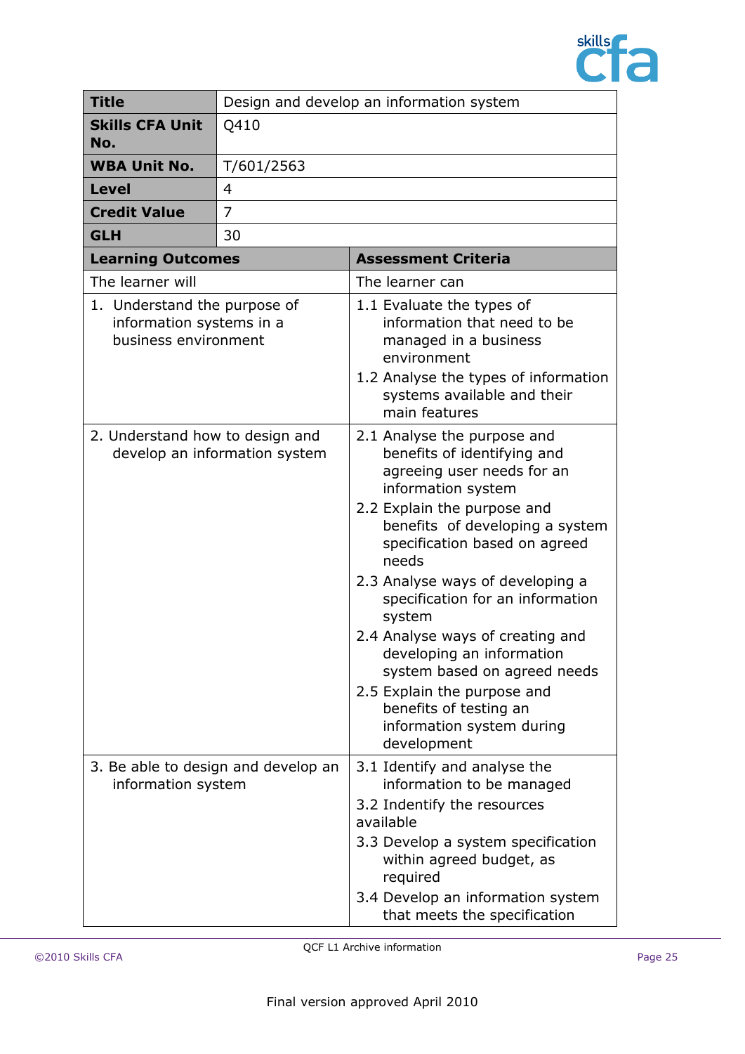| **Title** | Design and develop an information system |
|---|---|
| **Skills CFA Unit No.** | Q410 |
| **WBA Unit No.** | T/601/2563 |
| **Level** | 4 |
| **Credit Value** | 7 |
| **GLH** | 30 |

| **Learning Outcomes** | **Assessment Criteria** |
|---|---|
| The learner will | The learner can |
| 1. Understand the purpose of information systems in a business environment | 1.1 Evaluate the types of information that need to be managed in a business environment<br>1.2 Analyse the types of information systems available and their main features |
| 2. Understand how to design and develop an information system | 2.1 Analyse the purpose and benefits of identifying and agreeing user needs for an information system<br>2.2 Explain the purpose and benefits of developing a system specification based on agreed needs<br>2.3 Analyse ways of developing a specification for an information system<br>2.4 Analyse ways of creating and developing an information system based on agreed needs<br>2.5 Explain the purpose and benefits of testing an information system during development |
| 3. Be able to design and develop an information system | 3.1 Identify and analyse the information to be managed<br>3.2 Indentify the resources available<br>3.3 Develop a system specification within agreed budget, as required<br>3.4 Develop an information system that meets the specification |

Final version approved April 2010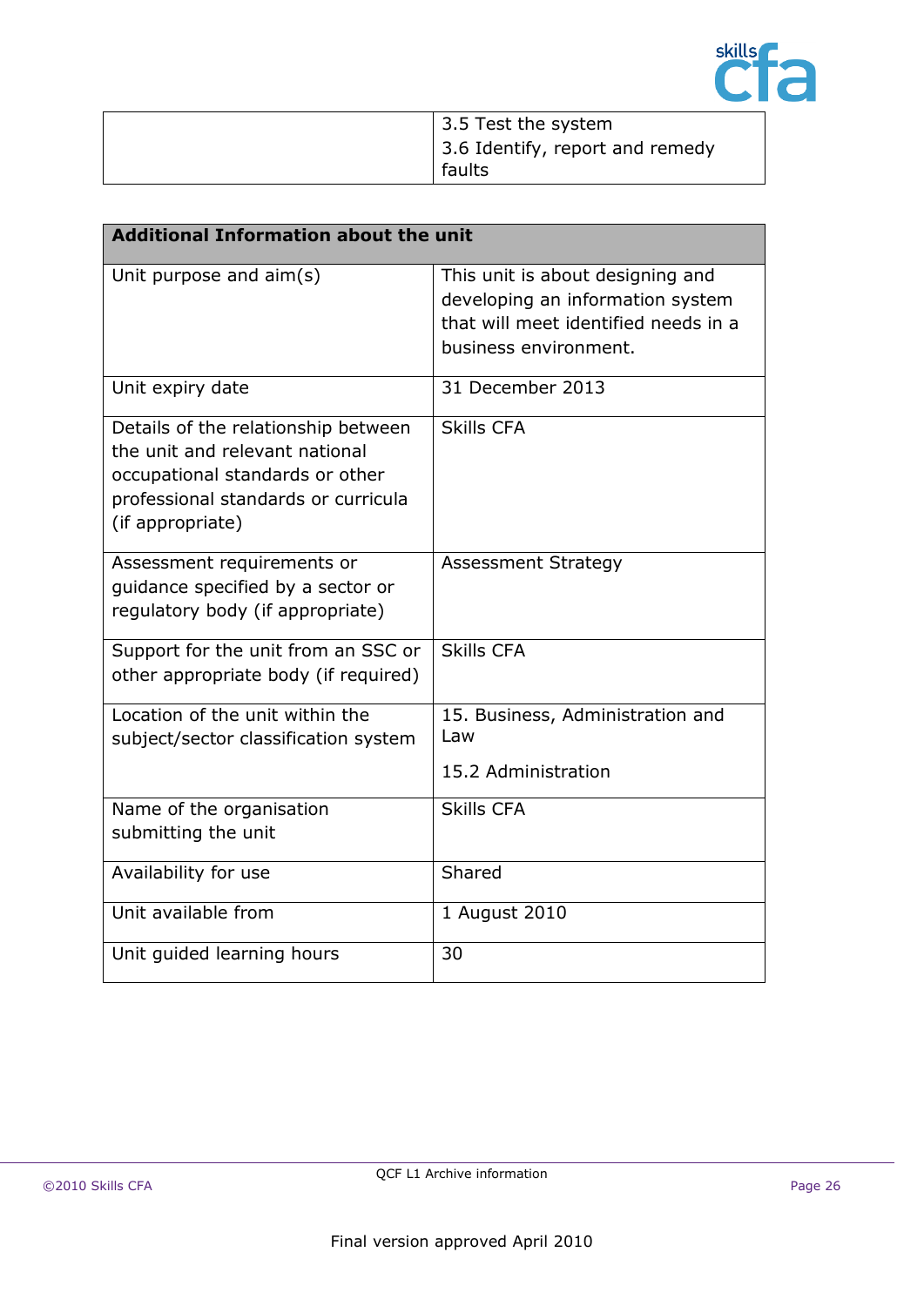| | |
|---|---|
| | 3.5 Test the system<br>3.6 Identify, report and remedy faults |

| **Additional Information about the unit** | |
|---|---|
| Unit purpose and aim(s) | This unit is about designing and developing an information system that will meet identified needs in a business environment. |
| Unit expiry date | 31 December 2013 |
| Details of the relationship between the unit and relevant national occupational standards or other professional standards or curricula (if appropriate) | Skills CFA |
| Assessment requirements or guidance specified by a sector or regulatory body (if appropriate) | Assessment Strategy |
| Support for the unit from an SSC or other appropriate body (if required) | Skills CFA |
| Location of the unit within the subject/sector classification system | 15. Business, Administration and Law<br>15.2 Administration |
| Name of the organisation submitting the unit | Skills CFA |
| Availability for use | Shared |
| Unit available from | 1 August 2010 |
| Unit guided learning hours | 30 |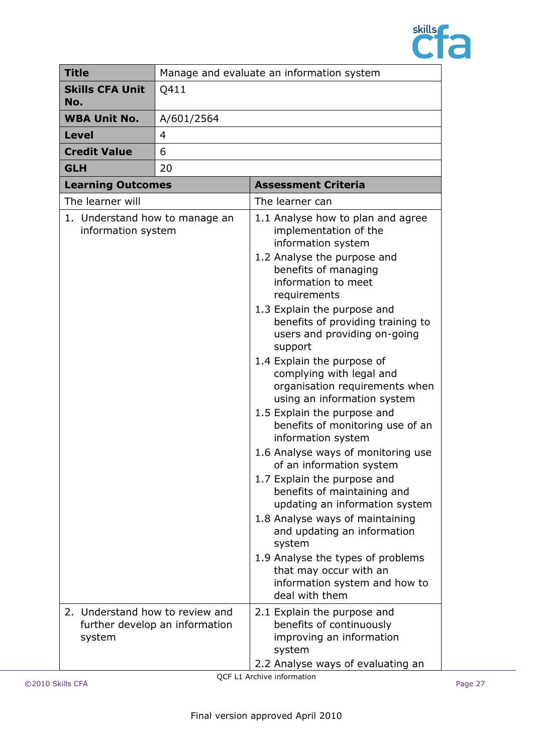| **Title** | Manage and evaluate an information system |
|---|---|
| **Skills CFA Unit No.** | Q411 |
| **WBA Unit No.** | A/601/2564 |
| **Level** | 4 |
| **Credit Value** | 6 |
| **GLH** | 20 |

| **Learning Outcomes** | **Assessment Criteria** |
|---|---|
| The learner will | The learner can |
| 1. Understand how to manage an information system | 1.1 Analyse how to plan and agree implementation of the information system<br>1.2 Analyse the purpose and benefits of managing information to meet requirements<br>1.3 Explain the purpose and benefits of providing training to users and providing on-going support<br>1.4 Explain the purpose of complying with legal and organisation requirements when using an information system<br>1.5 Explain the purpose and benefits of monitoring use of an information system<br>1.6 Analyse ways of monitoring use of an information system<br>1.7 Explain the purpose and benefits of maintaining and updating an information system<br>1.8 Analyse ways of maintaining and updating an information system<br>1.9 Analyse the types of problems that may occur with an information system and how to deal with them |
| 2. Understand how to review and further develop an information system | 2.1 Explain the purpose and benefits of continuously improving an information system<br>2.2 Analyse ways of evaluating an |

QCF L1 Archive information

Final version approved April 2010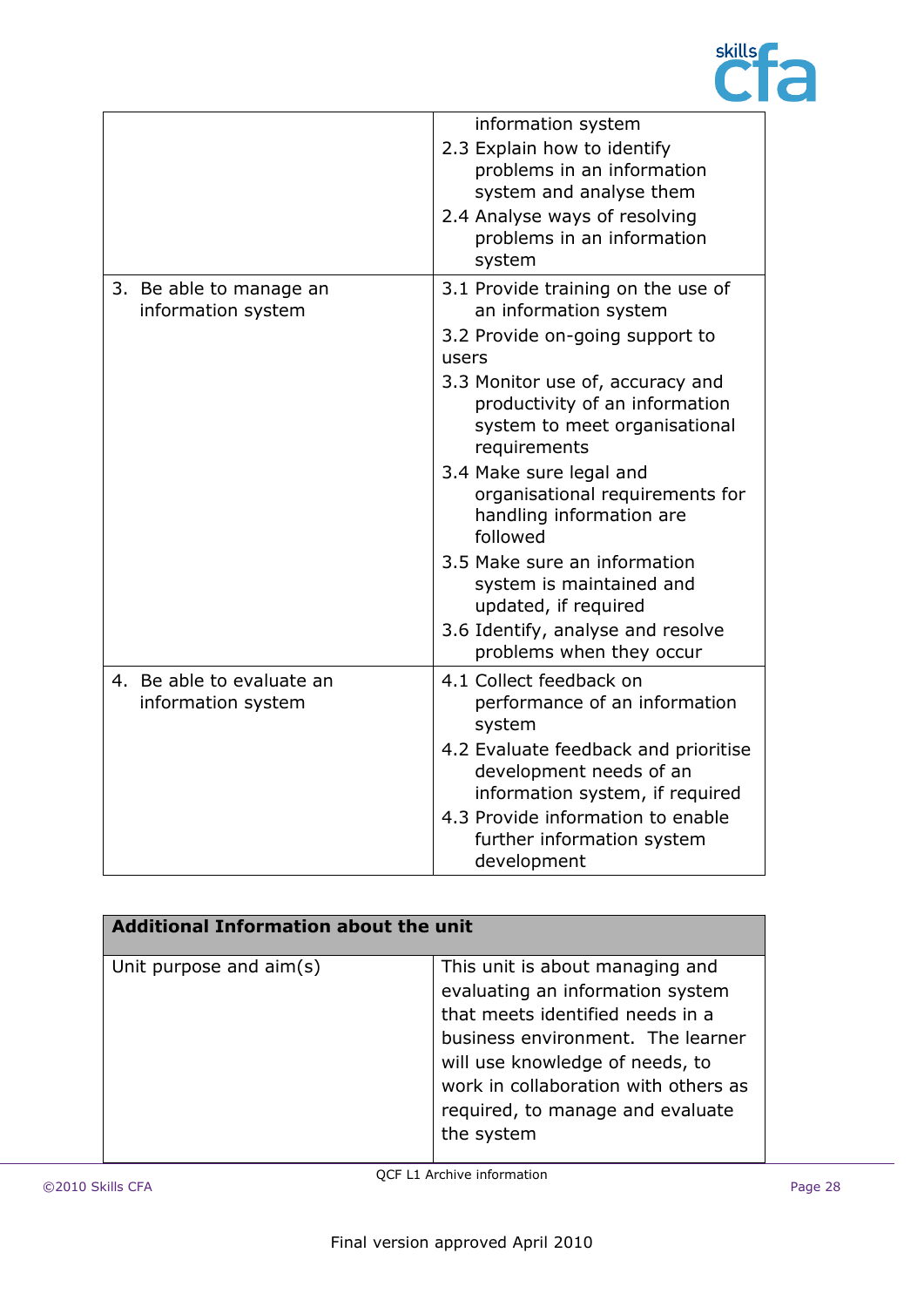| | |
|---|---|
| | information system<br>2.3 Explain how to identify problems in an information system and analyse them<br>2.4 Analyse ways of resolving problems in an information system |
| 3. Be able to manage an information system | 3.1 Provide training on the use of an information system<br>3.2 Provide on-going support to users<br>3.3 Monitor use of, accuracy and productivity of an information system to meet organisational requirements<br>3.4 Make sure legal and organisational requirements for handling information are followed<br>3.5 Make sure an information system is maintained and updated, if required<br>3.6 Identify, analyse and resolve problems when they occur |
| 4. Be able to evaluate an information system | 4.1 Collect feedback on performance of an information system<br>4.2 Evaluate feedback and prioritise development needs of an information system, if required<br>4.3 Provide information to enable further information system development |

| **Additional Information about the unit** | |
|---|---|
| Unit purpose and aim(s) | This unit is about managing and evaluating an information system that meets identified needs in a business environment. The learner will use knowledge of needs, to work in collaboration with others as required, to manage and evaluate the system |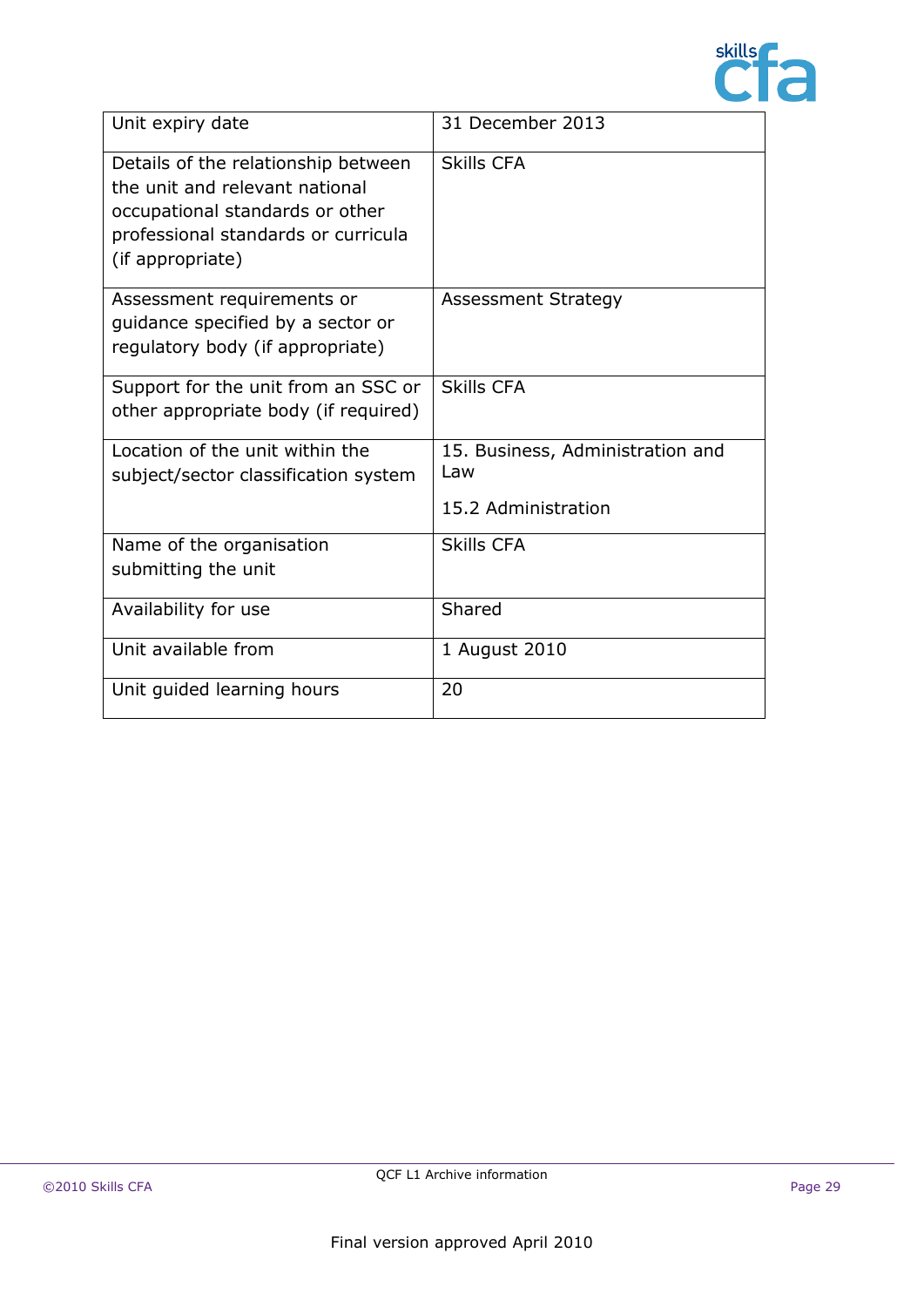| | |
|---|---|
| Unit expiry date | 31 December 2013 |
| Details of the relationship between the unit and relevant national occupational standards or other professional standards or curricula (if appropriate) | Skills CFA |
| Assessment requirements or guidance specified by a sector or regulatory body (if appropriate) | Assessment Strategy |
| Support for the unit from an SSC or other appropriate body (if required) | Skills CFA |
| Location of the unit within the subject/sector classification system | 15. Business, Administration and Law<br><br>15.2 Administration |
| Name of the organisation submitting the unit | Skills CFA |
| Availability for use | Shared |
| Unit available from | 1 August 2010 |
| Unit guided learning hours | 20 |